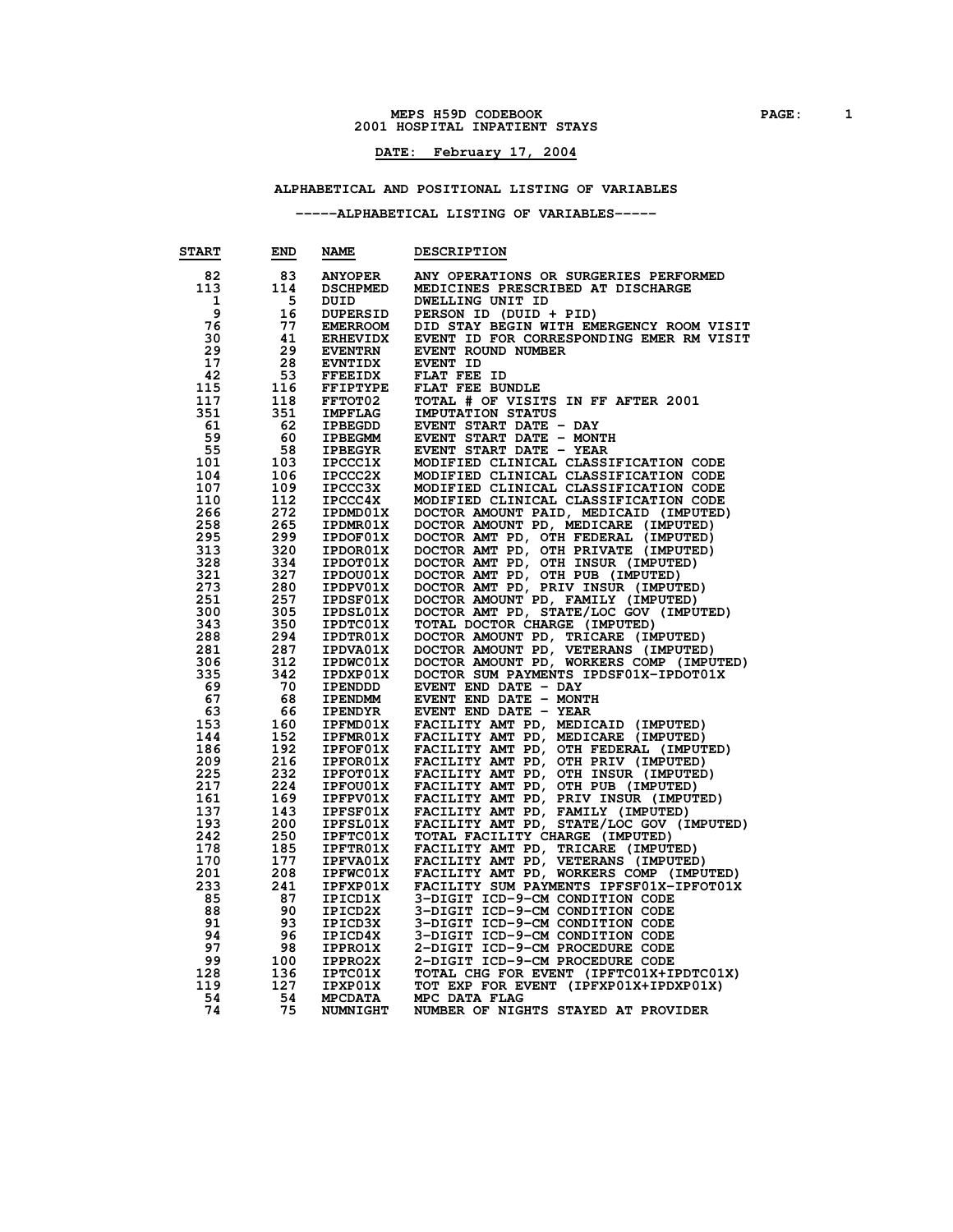# MEPS H59D CODEBOOK
## 2001 HOSPITAL INPATIENT STAYS

**DATE: February 17, 2004**

### ALPHABETICAL AND POSITIONAL LISTING OF VARIABLES

#### -----ALPHABETICAL LISTING OF VARIABLES-----

| START | END | NAME | DESCRIPTION |
|---|---|---|---|
| 82 | 83 | ANYOPER | ANY OPERATIONS OR SURGERIES PERFORMED |
| 113 | 114 | DSCHPMED | MEDICINES PRESCRIBED AT DISCHARGE |
| 1 | 5 | DUID | DWELLING UNIT ID |
| 9 | 16 | DUPERSID | PERSON ID (DUID + PID) |
| 76 | 77 | EMERROOM | DID STAY BEGIN WITH EMERGENCY ROOM VISIT |
| 30 | 41 | ERHEVIDX | EVENT ID FOR CORRESPONDING EMER RM VISIT |
| 29 | 29 | EVENTRN | EVENT ROUND NUMBER |
| 17 | 28 | EVNTIDX | EVENT ID |
| 42 | 53 | FFEEIDX | FLAT FEE ID |
| 115 | 116 | FFIPTYPE | FLAT FEE BUNDLE |
| 117 | 118 | FFTOT02 | TOTAL # OF VISITS IN FF AFTER 2001 |
| 351 | 351 | IMPFLAG | IMPUTATION STATUS |
| 61 | 62 | IPBEGDD | EVENT START DATE - DAY |
| 59 | 60 | IPBEGMM | EVENT START DATE - MONTH |
| 55 | 58 | IPBEGYR | EVENT START DATE - YEAR |
| 101 | 103 | IPCCC1X | MODIFIED CLINICAL CLASSIFICATION CODE |
| 104 | 106 | IPCCC2X | MODIFIED CLINICAL CLASSIFICATION CODE |
| 107 | 109 | IPCCC3X | MODIFIED CLINICAL CLASSIFICATION CODE |
| 110 | 112 | IPCCC4X | MODIFIED CLINICAL CLASSIFICATION CODE |
| 266 | 272 | IPDMD01X | DOCTOR AMOUNT PAID, MEDICAID (IMPUTED) |
| 258 | 265 | IPDMR01X | DOCTOR AMOUNT PD, MEDICARE (IMPUTED) |
| 295 | 299 | IPDOF01X | DOCTOR AMT PD, OTH FEDERAL (IMPUTED) |
| 313 | 320 | IPDOR01X | DOCTOR AMT PD, OTH PRIVATE (IMPUTED) |
| 328 | 334 | IPDOT01X | DOCTOR AMT PD, OTH INSUR (IMPUTED) |
| 321 | 327 | IPDOU01X | DOCTOR AMT PD, OTH PUB (IMPUTED) |
| 273 | 280 | IPDPV01X | DOCTOR AMT PD, PRIV INSUR (IMPUTED) |
| 251 | 257 | IPDSF01X | DOCTOR AMOUNT PD, FAMILY (IMPUTED) |
| 300 | 305 | IPDSL01X | DOCTOR AMT PD, STATE/LOC GOV (IMPUTED) |
| 343 | 350 | IPDTC01X | TOTAL DOCTOR CHARGE (IMPUTED) |
| 288 | 294 | IPDTR01X | DOCTOR AMOUNT PD, TRICARE (IMPUTED) |
| 281 | 287 | IPDVA01X | DOCTOR AMOUNT PD, VETERANS (IMPUTED) |
| 306 | 312 | IPDWC01X | DOCTOR AMOUNT PD, WORKERS COMP (IMPUTED) |
| 335 | 342 | IPDXP01X | DOCTOR SUM PAYMENTS IPDSF01X-IPDOT01X |
| 69 | 70 | IPENDDD | EVENT END DATE - DAY |
| 67 | 68 | IPENDMM | EVENT END DATE - MONTH |
| 63 | 66 | IPENDYR | EVENT END DATE - YEAR |
| 153 | 160 | IPFMD01X | FACILITY AMT PD, MEDICAID (IMPUTED) |
| 144 | 152 | IPFMR01X | FACILITY AMT PD, MEDICARE (IMPUTED) |
| 186 | 192 | IPFOF01X | FACILITY AMT PD, OTH FEDERAL (IMPUTED) |
| 209 | 216 | IPFOR01X | FACILITY AMT PD, OTH PRIV (IMPUTED) |
| 225 | 232 | IPFOT01X | FACILITY AMT PD, OTH INSUR (IMPUTED) |
| 217 | 224 | IPFOU01X | FACILITY AMT PD, OTH PUB (IMPUTED) |
| 161 | 169 | IPFPV01X | FACILITY AMT PD, PRIV INSUR (IMPUTED) |
| 137 | 143 | IPFSF01X | FACILITY AMT PD, FAMILY (IMPUTED) |
| 193 | 200 | IPFSL01X | FACILITY AMT PD, STATE/LOC GOV (IMPUTED) |
| 242 | 250 | IPFTC01X | TOTAL FACILITY CHARGE (IMPUTED) |
| 178 | 185 | IPFTR01X | FACILITY AMT PD, TRICARE (IMPUTED) |
| 170 | 177 | IPFVA01X | FACILITY AMT PD, VETERANS (IMPUTED) |
| 201 | 208 | IPFWC01X | FACILITY AMT PD, WORKERS COMP (IMPUTED) |
| 233 | 241 | IPFXP01X | FACILITY SUM PAYMENTS IPFSF01X-IPFOT01X |
| 85 | 87 | IPICD1X | 3-DIGIT ICD-9-CM CONDITION CODE |
| 88 | 90 | IPICD2X | 3-DIGIT ICD-9-CM CONDITION CODE |
| 91 | 93 | IPICD3X | 3-DIGIT ICD-9-CM CONDITION CODE |
| 94 | 96 | IPICD4X | 3-DIGIT ICD-9-CM CONDITION CODE |
| 97 | 98 | IPPRO1X | 2-DIGIT ICD-9-CM PROCEDURE CODE |
| 99 | 100 | IPPRO2X | 2-DIGIT ICD-9-CM PROCEDURE CODE |
| 128 | 136 | IPTC01X | TOTAL CHG FOR EVENT (IPFTC01X+IPDTC01X) |
| 119 | 127 | IPXP01X | TOT EXP FOR EVENT (IPFXP01X+IPDXP01X) |
| 54 | 54 | MPCDATA | MPC DATA FLAG |
| 74 | 75 | NUMNIGHT | NUMBER OF NIGHTS STAYED AT PROVIDER |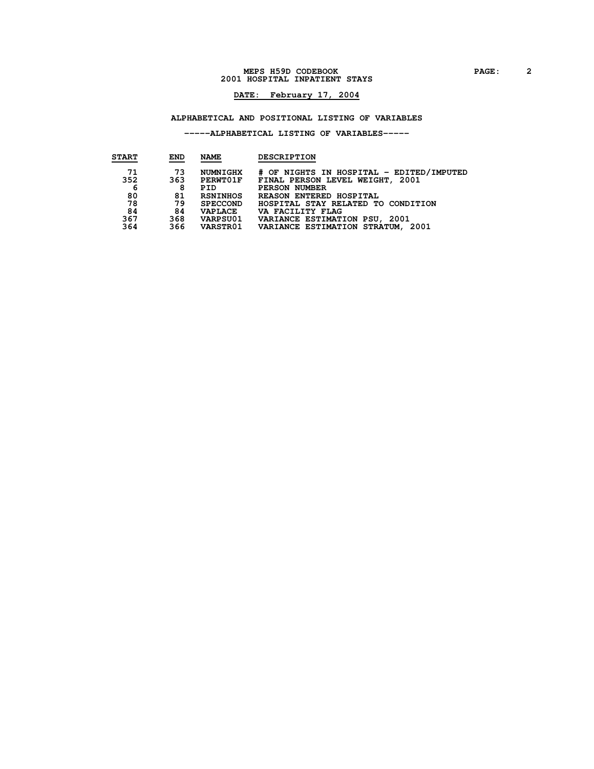# MEPS H59D CODEBOOK
## 2001 HOSPITAL INPATIENT STAYS

**DATE: February 17, 2004**

### ALPHABETICAL AND POSITIONAL LISTING OF VARIABLES

#### -----ALPHABETICAL LISTING OF VARIABLES-----

| START | END | NAME | DESCRIPTION |
|---|---|---|---|
| 71 | 73 | NUMNIGHX | # OF NIGHTS IN HOSPITAL - EDITED/IMPUTED |
| 352 | 363 | PERWT01F | FINAL PERSON LEVEL WEIGHT, 2001 |
| 6 | 8 | PID | PERSON NUMBER |
| 80 | 81 | RSNINHOS | REASON ENTERED HOSPITAL |
| 78 | 79 | SPECCOND | HOSPITAL STAY RELATED TO CONDITION |
| 84 | 84 | VAPLACE | VA FACILITY FLAG |
| 367 | 368 | VARPSU01 | VARIANCE ESTIMATION PSU, 2001 |
| 364 | 366 | VARSTR01 | VARIANCE ESTIMATION STRATUM, 2001 |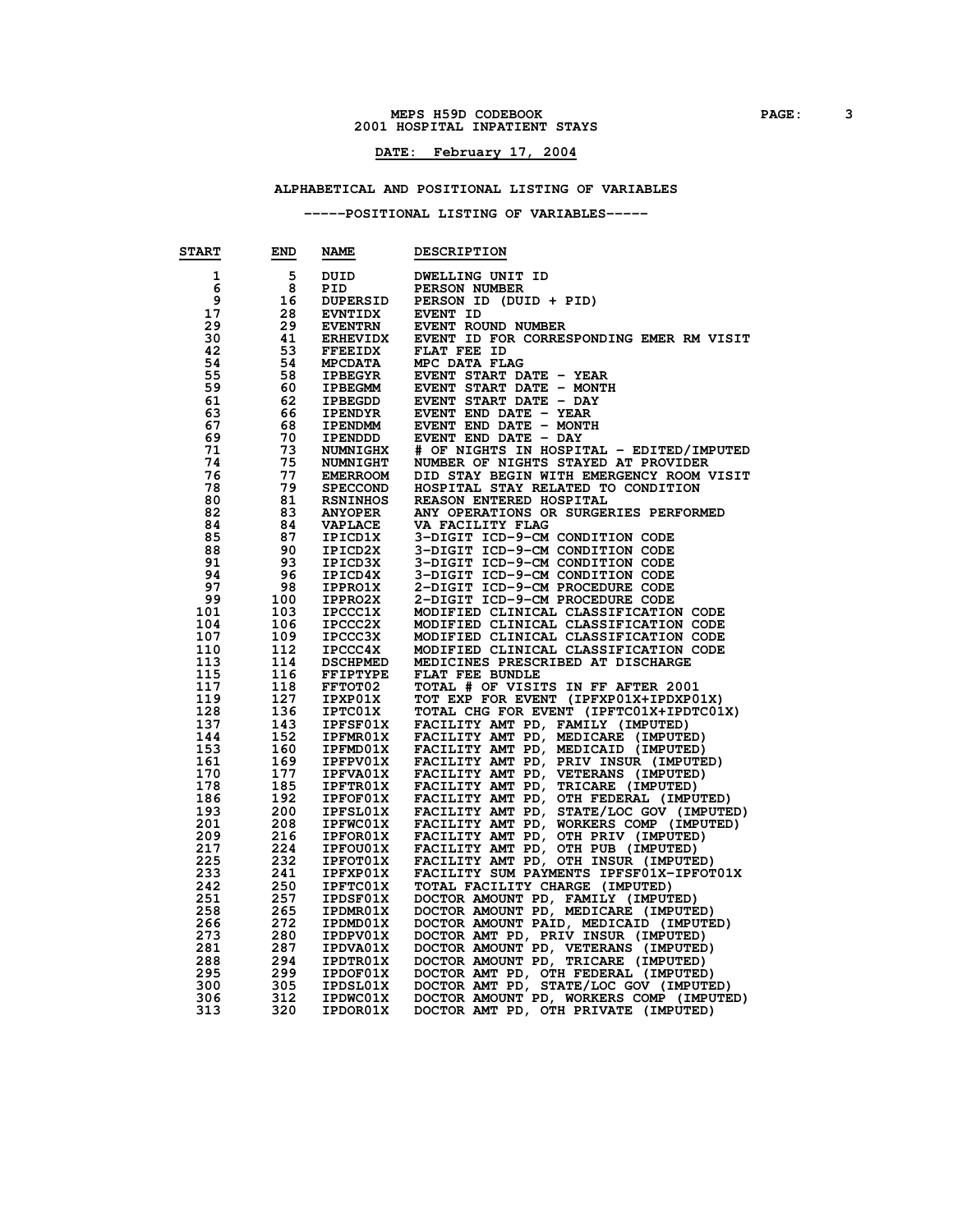MEPS H59D CODEBOOK
2001 HOSPITAL INPATIENT STAYS

**DATE: February 17, 2004**

## ALPHABETICAL AND POSITIONAL LISTING OF VARIABLES

### -----POSITIONAL LISTING OF VARIABLES-----

| START | END | NAME | DESCRIPTION |
|---|---|---|---|
| 1 | 5 | DUID | DWELLING UNIT ID |
| 6 | 8 | PID | PERSON NUMBER |
| 9 | 16 | DUPERSID | PERSON ID (DUID + PID) |
| 17 | 28 | EVNTIDX | EVENT ID |
| 29 | 29 | EVENTRN | EVENT ROUND NUMBER |
| 30 | 41 | ERHEVIDX | EVENT ID FOR CORRESPONDING EMER RM VISIT |
| 42 | 53 | FFEEIDX | FLAT FEE ID |
| 54 | 54 | MPCDATA | MPC DATA FLAG |
| 55 | 58 | IPBEGYR | EVENT START DATE - YEAR |
| 59 | 60 | IPBEGMM | EVENT START DATE - MONTH |
| 61 | 62 | IPBEGDD | EVENT START DATE - DAY |
| 63 | 66 | IPENDYR | EVENT END DATE - YEAR |
| 67 | 68 | IPENDMM | EVENT END DATE - MONTH |
| 69 | 70 | IPENDDD | EVENT END DATE - DAY |
| 71 | 73 | NUMNIGHX | # OF NIGHTS IN HOSPITAL - EDITED/IMPUTED |
| 74 | 75 | NUMNIGHT | NUMBER OF NIGHTS STAYED AT PROVIDER |
| 76 | 77 | EMERROOM | DID STAY BEGIN WITH EMERGENCY ROOM VISIT |
| 78 | 79 | SPECCOND | HOSPITAL STAY RELATED TO CONDITION |
| 80 | 81 | RSNINHOS | REASON ENTERED HOSPITAL |
| 82 | 83 | ANYOPER | ANY OPERATIONS OR SURGERIES PERFORMED |
| 84 | 84 | VAPLACE | VA FACILITY FLAG |
| 85 | 87 | IPICD1X | 3-DIGIT ICD-9-CM CONDITION CODE |
| 88 | 90 | IPICD2X | 3-DIGIT ICD-9-CM CONDITION CODE |
| 91 | 93 | IPICD3X | 3-DIGIT ICD-9-CM CONDITION CODE |
| 94 | 96 | IPICD4X | 3-DIGIT ICD-9-CM CONDITION CODE |
| 97 | 98 | IPPRO1X | 2-DIGIT ICD-9-CM PROCEDURE CODE |
| 99 | 100 | IPPRO2X | 2-DIGIT ICD-9-CM PROCEDURE CODE |
| 101 | 103 | IPCCC1X | MODIFIED CLINICAL CLASSIFICATION CODE |
| 104 | 106 | IPCCC2X | MODIFIED CLINICAL CLASSIFICATION CODE |
| 107 | 109 | IPCCC3X | MODIFIED CLINICAL CLASSIFICATION CODE |
| 110 | 112 | IPCCC4X | MODIFIED CLINICAL CLASSIFICATION CODE |
| 113 | 114 | DSCHPMED | MEDICINES PRESCRIBED AT DISCHARGE |
| 115 | 116 | FFIPTYPE | FLAT FEE BUNDLE |
| 117 | 118 | FFTOT02 | TOTAL # OF VISITS IN FF AFTER 2001 |
| 119 | 127 | IPXP01X | TOT EXP FOR EVENT (IPFXP01X+IPDXP01X) |
| 128 | 136 | IPTC01X | TOTAL CHG FOR EVENT (IPFTC01X+IPDTC01X) |
| 137 | 143 | IPFSF01X | FACILITY AMT PD, FAMILY (IMPUTED) |
| 144 | 152 | IPFMR01X | FACILITY AMT PD, MEDICARE (IMPUTED) |
| 153 | 160 | IPFMD01X | FACILITY AMT PD, MEDICAID (IMPUTED) |
| 161 | 169 | IPFPV01X | FACILITY AMT PD, PRIV INSUR (IMPUTED) |
| 170 | 177 | IPFVA01X | FACILITY AMT PD, VETERANS (IMPUTED) |
| 178 | 185 | IPFTR01X | FACILITY AMT PD, TRICARE (IMPUTED) |
| 186 | 192 | IPFOF01X | FACILITY AMT PD, OTH FEDERAL (IMPUTED) |
| 193 | 200 | IPFSL01X | FACILITY AMT PD, STATE/LOC GOV (IMPUTED) |
| 201 | 208 | IPFWC01X | FACILITY AMT PD, WORKERS COMP (IMPUTED) |
| 209 | 216 | IPFOR01X | FACILITY AMT PD, OTH PRIV (IMPUTED) |
| 217 | 224 | IPFOU01X | FACILITY AMT PD, OTH PUB (IMPUTED) |
| 225 | 232 | IPFOT01X | FACILITY AMT PD, OTH INSUR (IMPUTED) |
| 233 | 241 | IPFXP01X | FACILITY SUM PAYMENTS IPFSF01X-IPFOT01X |
| 242 | 250 | IPFTC01X | TOTAL FACILITY CHARGE (IMPUTED) |
| 251 | 257 | IPDSF01X | DOCTOR AMOUNT PD, FAMILY (IMPUTED) |
| 258 | 265 | IPDMR01X | DOCTOR AMOUNT PD, MEDICARE (IMPUTED) |
| 266 | 272 | IPDMD01X | DOCTOR AMOUNT PAID, MEDICAID (IMPUTED) |
| 273 | 280 | IPDPV01X | DOCTOR AMT PD, PRIV INSUR (IMPUTED) |
| 281 | 287 | IPDVA01X | DOCTOR AMOUNT PD, VETERANS (IMPUTED) |
| 288 | 294 | IPDTR01X | DOCTOR AMOUNT PD, TRICARE (IMPUTED) |
| 295 | 299 | IPDOF01X | DOCTOR AMT PD, OTH FEDERAL (IMPUTED) |
| 300 | 305 | IPDSL01X | DOCTOR AMT PD, STATE/LOC GOV (IMPUTED) |
| 306 | 312 | IPDWC01X | DOCTOR AMOUNT PD, WORKERS COMP (IMPUTED) |
| 313 | 320 | IPDOR01X | DOCTOR AMT PD, OTH PRIVATE (IMPUTED) |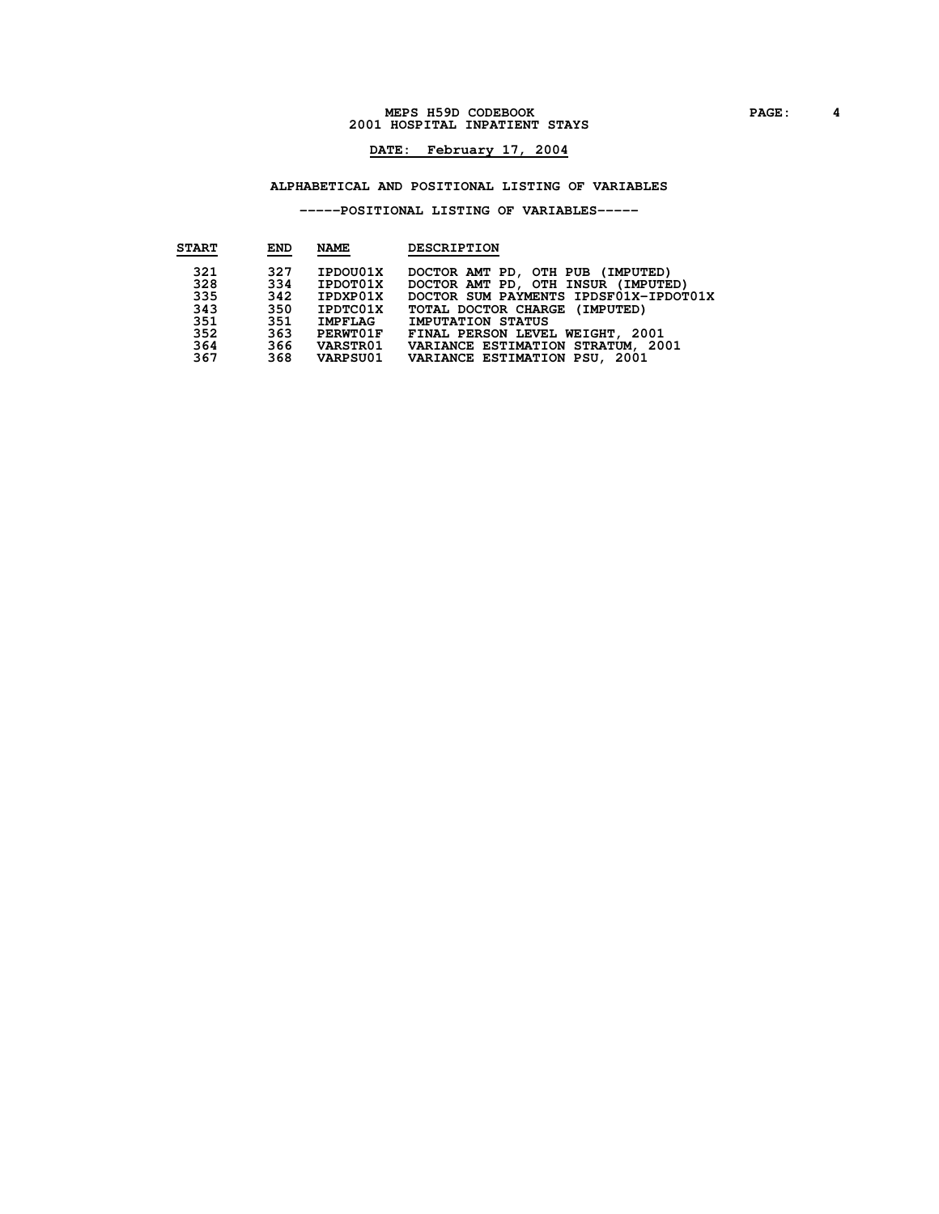## ALPHABETICAL AND POSITIONAL LISTING OF VARIABLES

### -----POSITIONAL LISTING OF VARIABLES-----

| START | END | NAME | DESCRIPTION |
|---|---|---|---|
| 321 | 327 | IPDOU01X | DOCTOR AMT PD, OTH PUB (IMPUTED) |
| 328 | 334 | IPDOT01X | DOCTOR AMT PD, OTH INSUR (IMPUTED) |
| 335 | 342 | IPDXP01X | DOCTOR SUM PAYMENTS IPDSF01X-IPDOT01X |
| 343 | 350 | IPDTC01X | TOTAL DOCTOR CHARGE (IMPUTED) |
| 351 | 351 | IMPFLAG | IMPUTATION STATUS |
| 352 | 363 | PERWT01F | FINAL PERSON LEVEL WEIGHT, 2001 |
| 364 | 366 | VARSTR01 | VARIANCE ESTIMATION STRATUM, 2001 |
| 367 | 368 | VARPSU01 | VARIANCE ESTIMATION PSU, 2001 |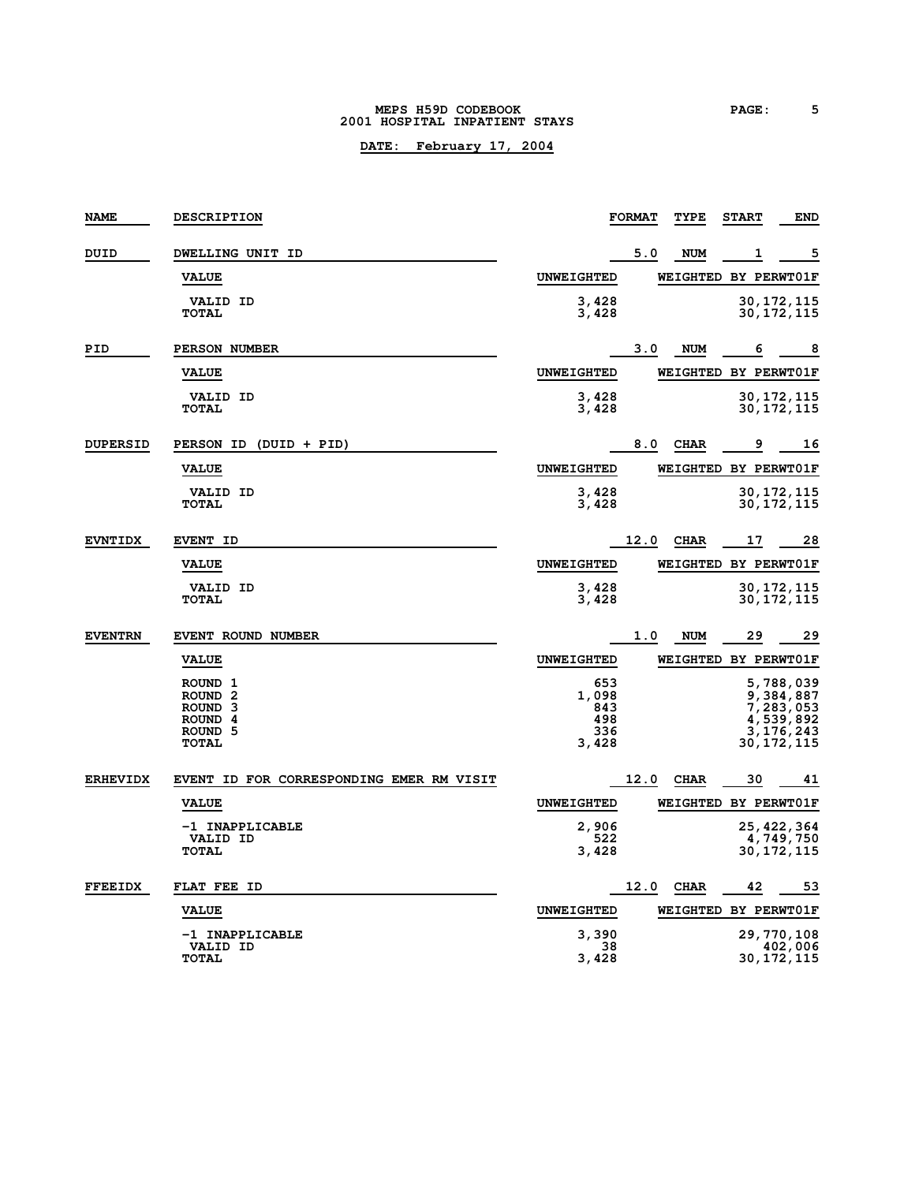**MEPS H59D CODEBOOK**
**2001 HOSPITAL INPATIENT STAYS**

**DATE: February 17, 2004**

| NAME | DESCRIPTION | FORMAT | TYPE | START | END |
|---|---|---|---|---|---|
| DUID | DWELLING UNIT ID | 5.0 | NUM | 1 | 5 |

| VALUE | UNWEIGHTED | WEIGHTED BY PERWT01F |
|---|---|---|
| VALID ID | 3,428 | 30,172,115 |
| TOTAL | 3,428 | 30,172,115 |

| NAME | DESCRIPTION | FORMAT | TYPE | START | END |
|---|---|---|---|---|---|
| PID | PERSON NUMBER | 3.0 | NUM | 6 | 8 |

| VALUE | UNWEIGHTED | WEIGHTED BY PERWT01F |
|---|---|---|
| VALID ID | 3,428 | 30,172,115 |
| TOTAL | 3,428 | 30,172,115 |

| NAME | DESCRIPTION | FORMAT | TYPE | START | END |
|---|---|---|---|---|---|
| DUPERSID | PERSON ID (DUID + PID) | 8.0 | CHAR | 9 | 16 |

| VALUE | UNWEIGHTED | WEIGHTED BY PERWT01F |
|---|---|---|
| VALID ID | 3,428 | 30,172,115 |
| TOTAL | 3,428 | 30,172,115 |

| NAME | DESCRIPTION | FORMAT | TYPE | START | END |
|---|---|---|---|---|---|
| EVNTIDX | EVENT ID | 12.0 | CHAR | 17 | 28 |

| VALUE | UNWEIGHTED | WEIGHTED BY PERWT01F |
|---|---|---|
| VALID ID | 3,428 | 30,172,115 |
| TOTAL | 3,428 | 30,172,115 |

| NAME | DESCRIPTION | FORMAT | TYPE | START | END |
|---|---|---|---|---|---|
| EVENTRN | EVENT ROUND NUMBER | 1.0 | NUM | 29 | 29 |

| VALUE | UNWEIGHTED | WEIGHTED BY PERWT01F |
|---|---|---|
| ROUND 1 | 653 | 5,788,039 |
| ROUND 2 | 1,098 | 9,384,887 |
| ROUND 3 | 843 | 7,283,053 |
| ROUND 4 | 498 | 4,539,892 |
| ROUND 5 | 336 | 3,176,243 |
| TOTAL | 3,428 | 30,172,115 |

| NAME | DESCRIPTION | FORMAT | TYPE | START | END |
|---|---|---|---|---|---|
| ERHEVIDX | EVENT ID FOR CORRESPONDING EMER RM VISIT | 12.0 | CHAR | 30 | 41 |

| VALUE | UNWEIGHTED | WEIGHTED BY PERWT01F |
|---|---|---|
| -1 INAPPLICABLE | 2,906 | 25,422,364 |
| VALID ID | 522 | 4,749,750 |
| TOTAL | 3,428 | 30,172,115 |

| NAME | DESCRIPTION | FORMAT | TYPE | START | END |
|---|---|---|---|---|---|
| FFEEIDX | FLAT FEE ID | 12.0 | CHAR | 42 | 53 |

| VALUE | UNWEIGHTED | WEIGHTED BY PERWT01F |
|---|---|---|
| -1 INAPPLICABLE | 3,390 | 29,770,108 |
| VALID ID | 38 | 402,006 |
| TOTAL | 3,428 | 30,172,115 |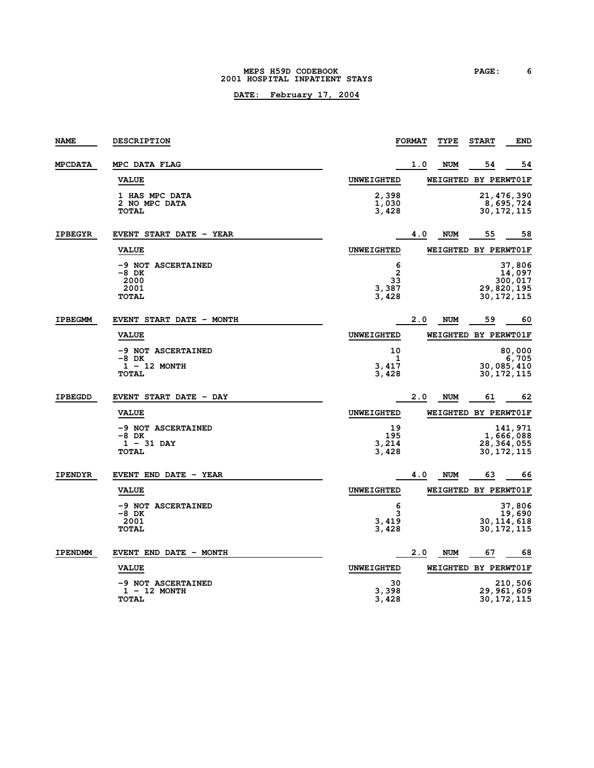# MEPS H59D CODEBOOK
## 2001 HOSPITAL INPATIENT STAYS

**DATE: February 17, 2004**

| NAME | DESCRIPTION | FORMAT | TYPE | START | END |
|---|---|---|---|---|---|
| MPCDATA | MPC DATA FLAG | 1.0 | NUM | 54 | 54 |

| VALUE | UNWEIGHTED | WEIGHTED BY PERWT01F |
|---|---|---|
| 1 HAS MPC DATA | 2,398 | 21,476,390 |
| 2 NO MPC DATA | 1,030 | 8,695,724 |
| TOTAL | 3,428 | 30,172,115 |

| NAME | DESCRIPTION | FORMAT | TYPE | START | END |
|---|---|---|---|---|---|
| IPBEGYR | EVENT START DATE - YEAR | 4.0 | NUM | 55 | 58 |

| VALUE | UNWEIGHTED | WEIGHTED BY PERWT01F |
|---|---|---|
| -9 NOT ASCERTAINED | 6 | 37,806 |
| -8 DK | 2 | 14,097 |
| 2000 | 33 | 300,017 |
| 2001 | 3,387 | 29,820,195 |
| TOTAL | 3,428 | 30,172,115 |

| NAME | DESCRIPTION | FORMAT | TYPE | START | END |
|---|---|---|---|---|---|
| IPBEGMM | EVENT START DATE - MONTH | 2.0 | NUM | 59 | 60 |

| VALUE | UNWEIGHTED | WEIGHTED BY PERWT01F |
|---|---|---|
| -9 NOT ASCERTAINED | 10 | 80,000 |
| -8 DK | 1 | 6,705 |
| 1 - 12 MONTH | 3,417 | 30,085,410 |
| TOTAL | 3,428 | 30,172,115 |

| NAME | DESCRIPTION | FORMAT | TYPE | START | END |
|---|---|---|---|---|---|
| IPBEGDD | EVENT START DATE - DAY | 2.0 | NUM | 61 | 62 |

| VALUE | UNWEIGHTED | WEIGHTED BY PERWT01F |
|---|---|---|
| -9 NOT ASCERTAINED | 19 | 141,971 |
| -8 DK | 195 | 1,666,088 |
| 1 - 31 DAY | 3,214 | 28,364,055 |
| TOTAL | 3,428 | 30,172,115 |

| NAME | DESCRIPTION | FORMAT | TYPE | START | END |
|---|---|---|---|---|---|
| IPENDYR | EVENT END DATE - YEAR | 4.0 | NUM | 63 | 66 |

| VALUE | UNWEIGHTED | WEIGHTED BY PERWT01F |
|---|---|---|
| -9 NOT ASCERTAINED | 6 | 37,806 |
| -8 DK | 3 | 19,690 |
| 2001 | 3,419 | 30,114,618 |
| TOTAL | 3,428 | 30,172,115 |

| NAME | DESCRIPTION | FORMAT | TYPE | START | END |
|---|---|---|---|---|---|
| IPENDMM | EVENT END DATE - MONTH | 2.0 | NUM | 67 | 68 |

| VALUE | UNWEIGHTED | WEIGHTED BY PERWT01F |
|---|---|---|
| -9 NOT ASCERTAINED | 30 | 210,506 |
| 1 - 12 MONTH | 3,398 | 29,961,609 |
| TOTAL | 3,428 | 30,172,115 |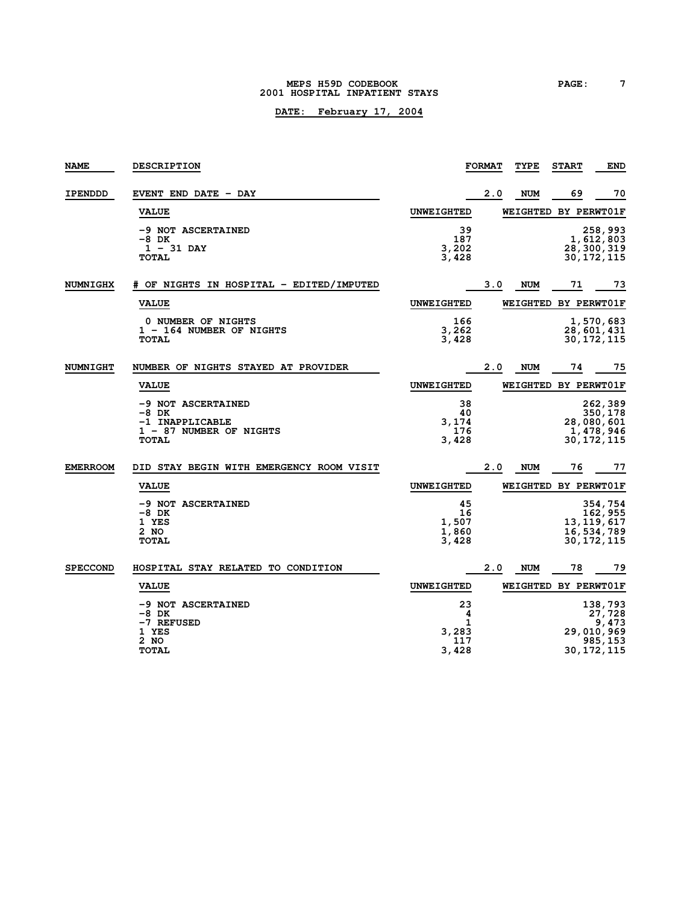| NAME | DESCRIPTION | FORMAT | TYPE | START | END |
|---|---|---|---|---|---|
| IPENDDD | EVENT END DATE - DAY | 2.0 | NUM | 69 | 70 |

| VALUE | UNWEIGHTED | WEIGHTED BY PERWT01F |
|---|---|---|
| -9 NOT ASCERTAINED | 39 | 258,993 |
| -8 DK | 187 | 1,612,803 |
| 1 - 31 DAY | 3,202 | 28,300,319 |
| TOTAL | 3,428 | 30,172,115 |

| NAME | DESCRIPTION | FORMAT | TYPE | START | END |
|---|---|---|---|---|---|
| NUMNIGHX | # OF NIGHTS IN HOSPITAL - EDITED/IMPUTED | 3.0 | NUM | 71 | 73 |

| VALUE | UNWEIGHTED | WEIGHTED BY PERWT01F |
|---|---|---|
| 0 NUMBER OF NIGHTS | 166 | 1,570,683 |
| 1 - 164 NUMBER OF NIGHTS | 3,262 | 28,601,431 |
| TOTAL | 3,428 | 30,172,115 |

| NAME | DESCRIPTION | FORMAT | TYPE | START | END |
|---|---|---|---|---|---|
| NUMNIGHT | NUMBER OF NIGHTS STAYED AT PROVIDER | 2.0 | NUM | 74 | 75 |

| VALUE | UNWEIGHTED | WEIGHTED BY PERWT01F |
|---|---|---|
| -9 NOT ASCERTAINED | 38 | 262,389 |
| -8 DK | 40 | 350,178 |
| -1 INAPPLICABLE | 3,174 | 28,080,601 |
| 1 - 87 NUMBER OF NIGHTS | 176 | 1,478,946 |
| TOTAL | 3,428 | 30,172,115 |

| NAME | DESCRIPTION | FORMAT | TYPE | START | END |
|---|---|---|---|---|---|
| EMERROOM | DID STAY BEGIN WITH EMERGENCY ROOM VISIT | 2.0 | NUM | 76 | 77 |

| VALUE | UNWEIGHTED | WEIGHTED BY PERWT01F |
|---|---|---|
| -9 NOT ASCERTAINED | 45 | 354,754 |
| -8 DK | 16 | 162,955 |
| 1 YES | 1,507 | 13,119,617 |
| 2 NO | 1,860 | 16,534,789 |
| TOTAL | 3,428 | 30,172,115 |

| NAME | DESCRIPTION | FORMAT | TYPE | START | END |
|---|---|---|---|---|---|
| SPECCOND | HOSPITAL STAY RELATED TO CONDITION | 2.0 | NUM | 78 | 79 |

| VALUE | UNWEIGHTED | WEIGHTED BY PERWT01F |
|---|---|---|
| -9 NOT ASCERTAINED | 23 | 138,793 |
| -8 DK | 4 | 27,728 |
| -7 REFUSED | 1 | 9,473 |
| 1 YES | 3,283 | 29,010,969 |
| 2 NO | 117 | 985,153 |
| TOTAL | 3,428 | 30,172,115 |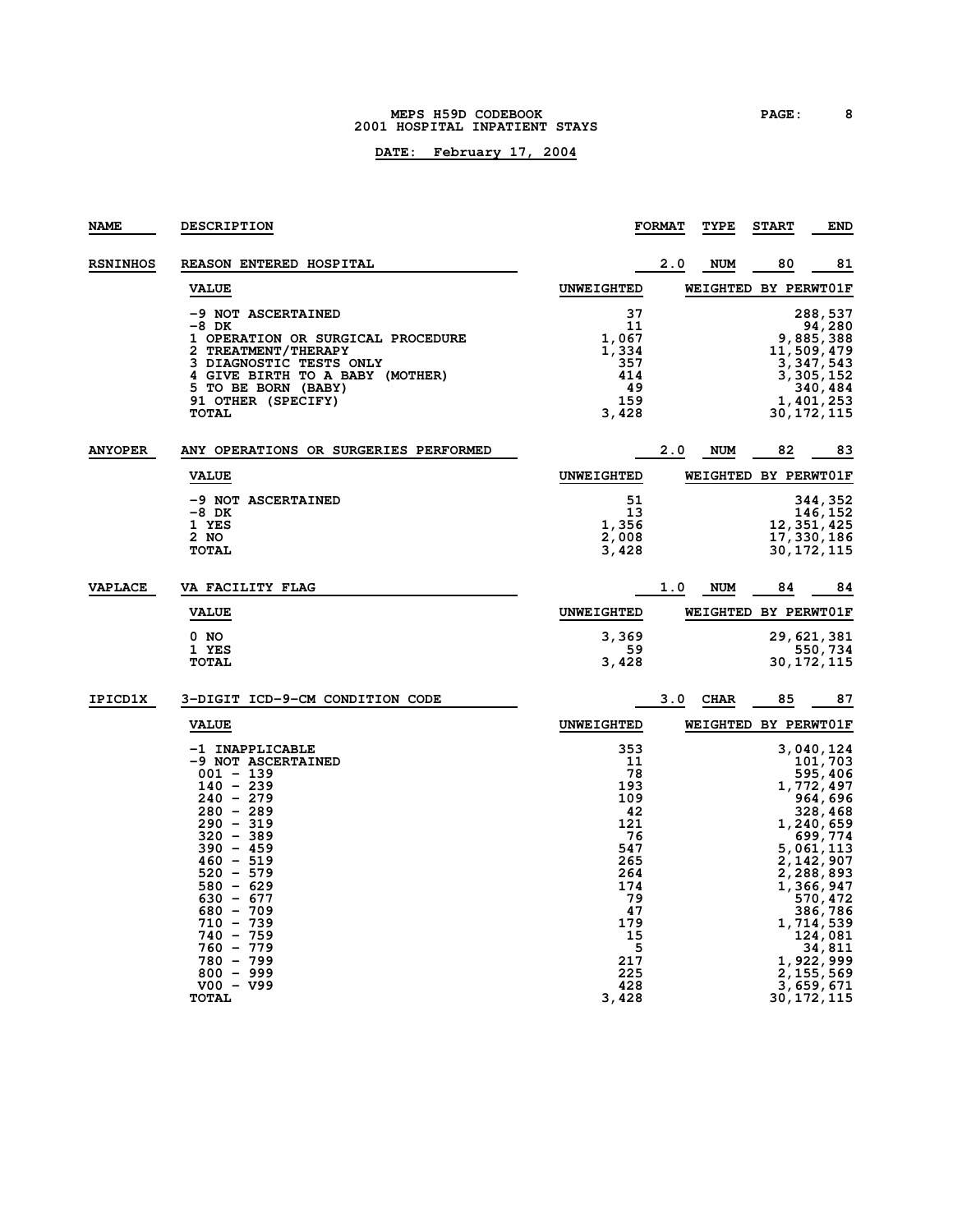| NAME | DESCRIPTION | FORMAT | TYPE | START | END |
|---|---|---|---|---|---|
| **RSNINHOS** | **REASON ENTERED HOSPITAL** | 2.0 | NUM | 80 | 81 |

| VALUE | UNWEIGHTED | WEIGHTED BY PERWT01F |
|---|---|---|
| -9 NOT ASCERTAINED | 37 | 288,537 |
| -8 DK | 11 | 94,280 |
| 1 OPERATION OR SURGICAL PROCEDURE | 1,067 | 9,885,388 |
| 2 TREATMENT/THERAPY | 1,334 | 11,509,479 |
| 3 DIAGNOSTIC TESTS ONLY | 357 | 3,347,543 |
| 4 GIVE BIRTH TO A BABY (MOTHER) | 414 | 3,305,152 |
| 5 TO BE BORN (BABY) | 49 | 340,484 |
| 91 OTHER (SPECIFY) | 159 | 1,401,253 |
| TOTAL | 3,428 | 30,172,115 |

| NAME | DESCRIPTION | FORMAT | TYPE | START | END |
|---|---|---|---|---|---|
| **ANYOPER** | **ANY OPERATIONS OR SURGERIES PERFORMED** | 2.0 | NUM | 82 | 83 |

| VALUE | UNWEIGHTED | WEIGHTED BY PERWT01F |
|---|---|---|
| -9 NOT ASCERTAINED | 51 | 344,352 |
| -8 DK | 13 | 146,152 |
| 1 YES | 1,356 | 12,351,425 |
| 2 NO | 2,008 | 17,330,186 |
| TOTAL | 3,428 | 30,172,115 |

| NAME | DESCRIPTION | FORMAT | TYPE | START | END |
|---|---|---|---|---|---|
| **VAPLACE** | **VA FACILITY FLAG** | 1.0 | NUM | 84 | 84 |

| VALUE | UNWEIGHTED | WEIGHTED BY PERWT01F |
|---|---|---|
| 0 NO | 3,369 | 29,621,381 |
| 1 YES | 59 | 550,734 |
| TOTAL | 3,428 | 30,172,115 |

| NAME | DESCRIPTION | FORMAT | TYPE | START | END |
|---|---|---|---|---|---|
| **IPICD1X** | **3-DIGIT ICD-9-CM CONDITION CODE** | 3.0 | CHAR | 85 | 87 |

| VALUE | UNWEIGHTED | WEIGHTED BY PERWT01F |
|---|---|---|
| -1 INAPPLICABLE | 353 | 3,040,124 |
| -9 NOT ASCERTAINED | 11 | 101,703 |
| 001 - 139 | 78 | 595,406 |
| 140 - 239 | 193 | 1,772,497 |
| 240 - 279 | 109 | 964,696 |
| 280 - 289 | 42 | 328,468 |
| 290 - 319 | 121 | 1,240,659 |
| 320 - 389 | 76 | 699,774 |
| 390 - 459 | 547 | 5,061,113 |
| 460 - 519 | 265 | 2,142,907 |
| 520 - 579 | 264 | 2,288,893 |
| 580 - 629 | 174 | 1,366,947 |
| 630 - 677 | 79 | 570,472 |
| 680 - 709 | 47 | 386,786 |
| 710 - 739 | 179 | 1,714,539 |
| 740 - 759 | 15 | 124,081 |
| 760 - 779 | 5 | 34,811 |
| 780 - 799 | 217 | 1,922,999 |
| 800 - 999 | 225 | 2,155,569 |
| V00 - V99 | 428 | 3,659,671 |
| TOTAL | 3,428 | 30,172,115 |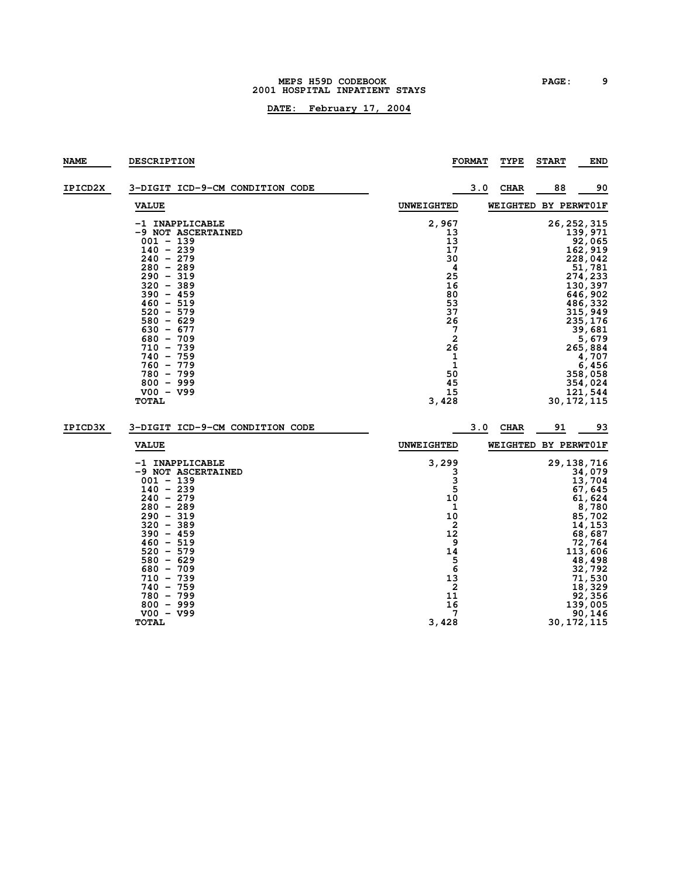| NAME | DESCRIPTION | FORMAT | TYPE | START | END |
|---|---|---|---|---|---|
| IPICD2X | 3-DIGIT ICD-9-CM CONDITION CODE | 3.0 | CHAR | 88 | 90 |

| VALUE | UNWEIGHTED | WEIGHTED BY PERWT01F |
|---|---|---|
| -1 INAPPLICABLE | 2,967 | 26,252,315 |
| -9 NOT ASCERTAINED | 13 | 139,971 |
| 001 - 139 | 13 | 92,065 |
| 140 - 239 | 17 | 162,919 |
| 240 - 279 | 30 | 228,042 |
| 280 - 289 | 4 | 51,781 |
| 290 - 319 | 25 | 274,233 |
| 320 - 389 | 16 | 130,397 |
| 390 - 459 | 80 | 646,902 |
| 460 - 519 | 53 | 486,332 |
| 520 - 579 | 37 | 315,949 |
| 580 - 629 | 26 | 235,176 |
| 630 - 677 | 7 | 39,681 |
| 680 - 709 | 2 | 5,679 |
| 710 - 739 | 26 | 265,884 |
| 740 - 759 | 1 | 4,707 |
| 760 - 779 | 1 | 6,456 |
| 780 - 799 | 50 | 358,058 |
| 800 - 999 | 45 | 354,024 |
| V00 - V99 | 15 | 121,544 |
| TOTAL | 3,428 | 30,172,115 |

| NAME | DESCRIPTION | FORMAT | TYPE | START | END |
|---|---|---|---|---|---|
| IPICD3X | 3-DIGIT ICD-9-CM CONDITION CODE | 3.0 | CHAR | 91 | 93 |

| VALUE | UNWEIGHTED | WEIGHTED BY PERWT01F |
|---|---|---|
| -1 INAPPLICABLE | 3,299 | 29,138,716 |
| -9 NOT ASCERTAINED | 3 | 34,079 |
| 001 - 139 | 3 | 13,704 |
| 140 - 239 | 5 | 67,645 |
| 240 - 279 | 10 | 61,624 |
| 280 - 289 | 1 | 8,780 |
| 290 - 319 | 10 | 85,702 |
| 320 - 389 | 2 | 14,153 |
| 390 - 459 | 12 | 68,687 |
| 460 - 519 | 9 | 72,764 |
| 520 - 579 | 14 | 113,606 |
| 580 - 629 | 5 | 48,498 |
| 680 - 709 | 6 | 32,792 |
| 710 - 739 | 13 | 71,530 |
| 740 - 759 | 2 | 18,329 |
| 780 - 799 | 11 | 92,356 |
| 800 - 999 | 16 | 139,005 |
| V00 - V99 | 7 | 90,146 |
| TOTAL | 3,428 | 30,172,115 |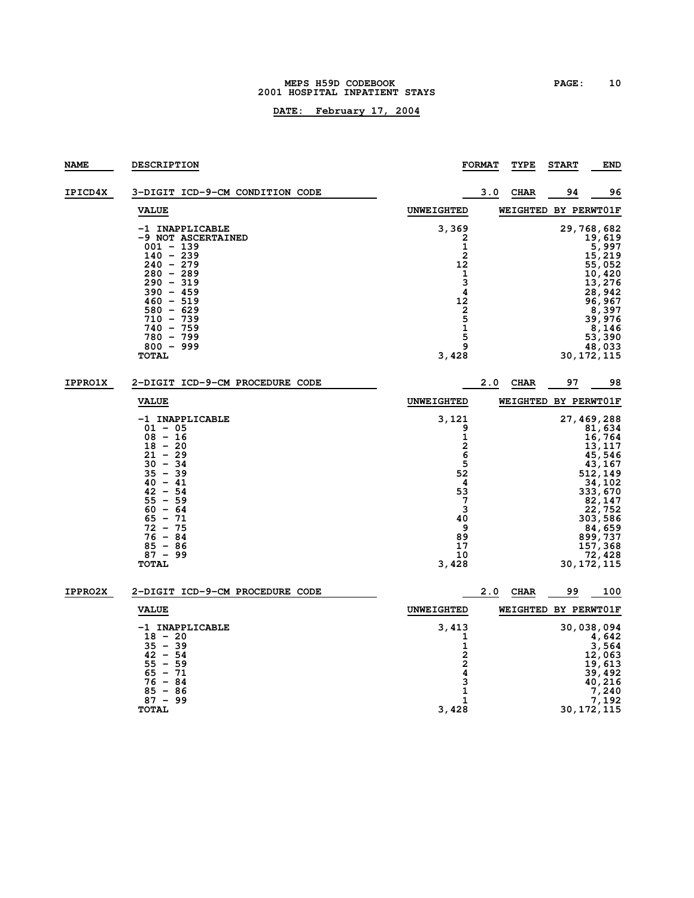**MEPS H59D CODEBOOK**
**2001 HOSPITAL INPATIENT STAYS**

**DATE: February 17, 2004**

| NAME | DESCRIPTION | FORMAT | TYPE | START | END |
|---|---|---|---|---|---|
| IPICD4X | 3-DIGIT ICD-9-CM CONDITION CODE | 3.0 | CHAR | 94 | 96 |

| VALUE | UNWEIGHTED | WEIGHTED BY PERWT01F |
|---|---|---|
| -1 INAPPLICABLE | 3,369 | 29,768,682 |
| -9 NOT ASCERTAINED | 2 | 19,619 |
| 001 - 139 | 1 | 5,997 |
| 140 - 239 | 2 | 15,219 |
| 240 - 279 | 12 | 55,052 |
| 280 - 289 | 1 | 10,420 |
| 290 - 319 | 3 | 13,276 |
| 390 - 459 | 4 | 28,942 |
| 460 - 519 | 12 | 96,967 |
| 580 - 629 | 2 | 8,397 |
| 710 - 739 | 5 | 39,976 |
| 740 - 759 | 1 | 8,146 |
| 780 - 799 | 5 | 53,390 |
| 800 - 999 | 9 | 48,033 |
| TOTAL | 3,428 | 30,172,115 |

| NAME | DESCRIPTION | FORMAT | TYPE | START | END |
|---|---|---|---|---|---|
| IPPRO1X | 2-DIGIT ICD-9-CM PROCEDURE CODE | 2.0 | CHAR | 97 | 98 |

| VALUE | UNWEIGHTED | WEIGHTED BY PERWT01F |
|---|---|---|
| -1 INAPPLICABLE | 3,121 | 27,469,288 |
| 01 - 05 | 9 | 81,634 |
| 08 - 16 | 1 | 16,764 |
| 18 - 20 | 2 | 13,117 |
| 21 - 29 | 6 | 45,546 |
| 30 - 34 | 5 | 43,167 |
| 35 - 39 | 52 | 512,149 |
| 40 - 41 | 4 | 34,102 |
| 42 - 54 | 53 | 333,670 |
| 55 - 59 | 7 | 82,147 |
| 60 - 64 | 3 | 22,752 |
| 65 - 71 | 40 | 303,586 |
| 72 - 75 | 9 | 84,659 |
| 76 - 84 | 89 | 899,737 |
| 85 - 86 | 17 | 157,368 |
| 87 - 99 | 10 | 72,428 |
| TOTAL | 3,428 | 30,172,115 |

| NAME | DESCRIPTION | FORMAT | TYPE | START | END |
|---|---|---|---|---|---|
| IPPRO2X | 2-DIGIT ICD-9-CM PROCEDURE CODE | 2.0 | CHAR | 99 | 100 |

| VALUE | UNWEIGHTED | WEIGHTED BY PERWT01F |
|---|---|---|
| -1 INAPPLICABLE | 3,413 | 30,038,094 |
| 18 - 20 | 1 | 4,642 |
| 35 - 39 | 1 | 3,564 |
| 42 - 54 | 2 | 12,063 |
| 55 - 59 | 2 | 19,613 |
| 65 - 71 | 4 | 39,492 |
| 76 - 84 | 3 | 40,216 |
| 85 - 86 | 1 | 7,240 |
| 87 - 99 | 1 | 7,192 |
| TOTAL | 3,428 | 30,172,115 |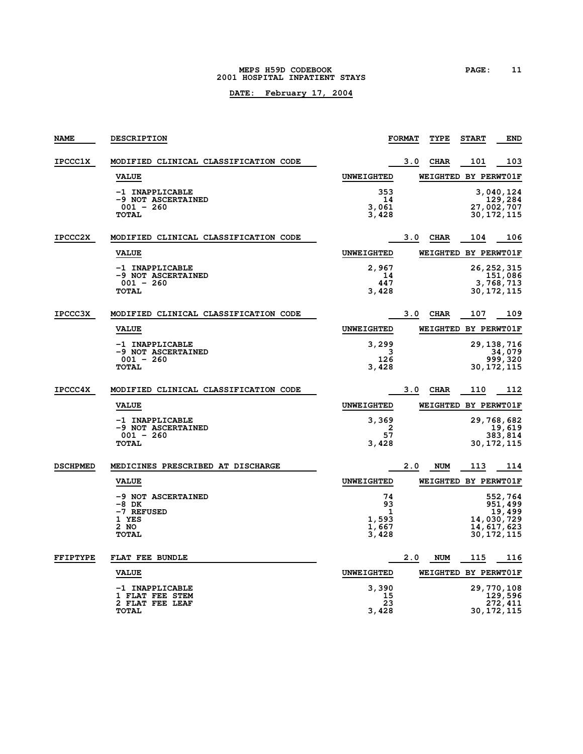MEPS H59D CODEBOOK
2001 HOSPITAL INPATIENT STAYS

**DATE: February 17, 2004**

| NAME | DESCRIPTION | FORMAT | TYPE | START | END |
|---|---|---|---|---|---|
| IPCCC1X | MODIFIED CLINICAL CLASSIFICATION CODE | 3.0 | CHAR | 101 | 103 |

| VALUE | UNWEIGHTED | WEIGHTED BY PERWT01F |
|---|---|---|
| -1 INAPPLICABLE | 353 | 3,040,124 |
| -9 NOT ASCERTAINED | 14 | 129,284 |
| 001 - 260 | 3,061 | 27,002,707 |
| TOTAL | 3,428 | 30,172,115 |

| NAME | DESCRIPTION | FORMAT | TYPE | START | END |
|---|---|---|---|---|---|
| IPCCC2X | MODIFIED CLINICAL CLASSIFICATION CODE | 3.0 | CHAR | 104 | 106 |

| VALUE | UNWEIGHTED | WEIGHTED BY PERWT01F |
|---|---|---|
| -1 INAPPLICABLE | 2,967 | 26,252,315 |
| -9 NOT ASCERTAINED | 14 | 151,086 |
| 001 - 260 | 447 | 3,768,713 |
| TOTAL | 3,428 | 30,172,115 |

| NAME | DESCRIPTION | FORMAT | TYPE | START | END |
|---|---|---|---|---|---|
| IPCCC3X | MODIFIED CLINICAL CLASSIFICATION CODE | 3.0 | CHAR | 107 | 109 |

| VALUE | UNWEIGHTED | WEIGHTED BY PERWT01F |
|---|---|---|
| -1 INAPPLICABLE | 3,299 | 29,138,716 |
| -9 NOT ASCERTAINED | 3 | 34,079 |
| 001 - 260 | 126 | 999,320 |
| TOTAL | 3,428 | 30,172,115 |

| NAME | DESCRIPTION | FORMAT | TYPE | START | END |
|---|---|---|---|---|---|
| IPCCC4X | MODIFIED CLINICAL CLASSIFICATION CODE | 3.0 | CHAR | 110 | 112 |

| VALUE | UNWEIGHTED | WEIGHTED BY PERWT01F |
|---|---|---|
| -1 INAPPLICABLE | 3,369 | 29,768,682 |
| -9 NOT ASCERTAINED | 2 | 19,619 |
| 001 - 260 | 57 | 383,814 |
| TOTAL | 3,428 | 30,172,115 |

| NAME | DESCRIPTION | FORMAT | TYPE | START | END |
|---|---|---|---|---|---|
| DSCHPMED | MEDICINES PRESCRIBED AT DISCHARGE | 2.0 | NUM | 113 | 114 |

| VALUE | UNWEIGHTED | WEIGHTED BY PERWT01F |
|---|---|---|
| -9 NOT ASCERTAINED | 74 | 552,764 |
| -8 DK | 93 | 951,499 |
| -7 REFUSED | 1 | 19,499 |
| 1 YES | 1,593 | 14,030,729 |
| 2 NO | 1,667 | 14,617,623 |
| TOTAL | 3,428 | 30,172,115 |

| NAME | DESCRIPTION | FORMAT | TYPE | START | END |
|---|---|---|---|---|---|
| FFIPTYPE | FLAT FEE BUNDLE | 2.0 | NUM | 115 | 116 |

| VALUE | UNWEIGHTED | WEIGHTED BY PERWT01F |
|---|---|---|
| -1 INAPPLICABLE | 3,390 | 29,770,108 |
| 1 FLAT FEE STEM | 15 | 129,596 |
| 2 FLAT FEE LEAF | 23 | 272,411 |
| TOTAL | 3,428 | 30,172,115 |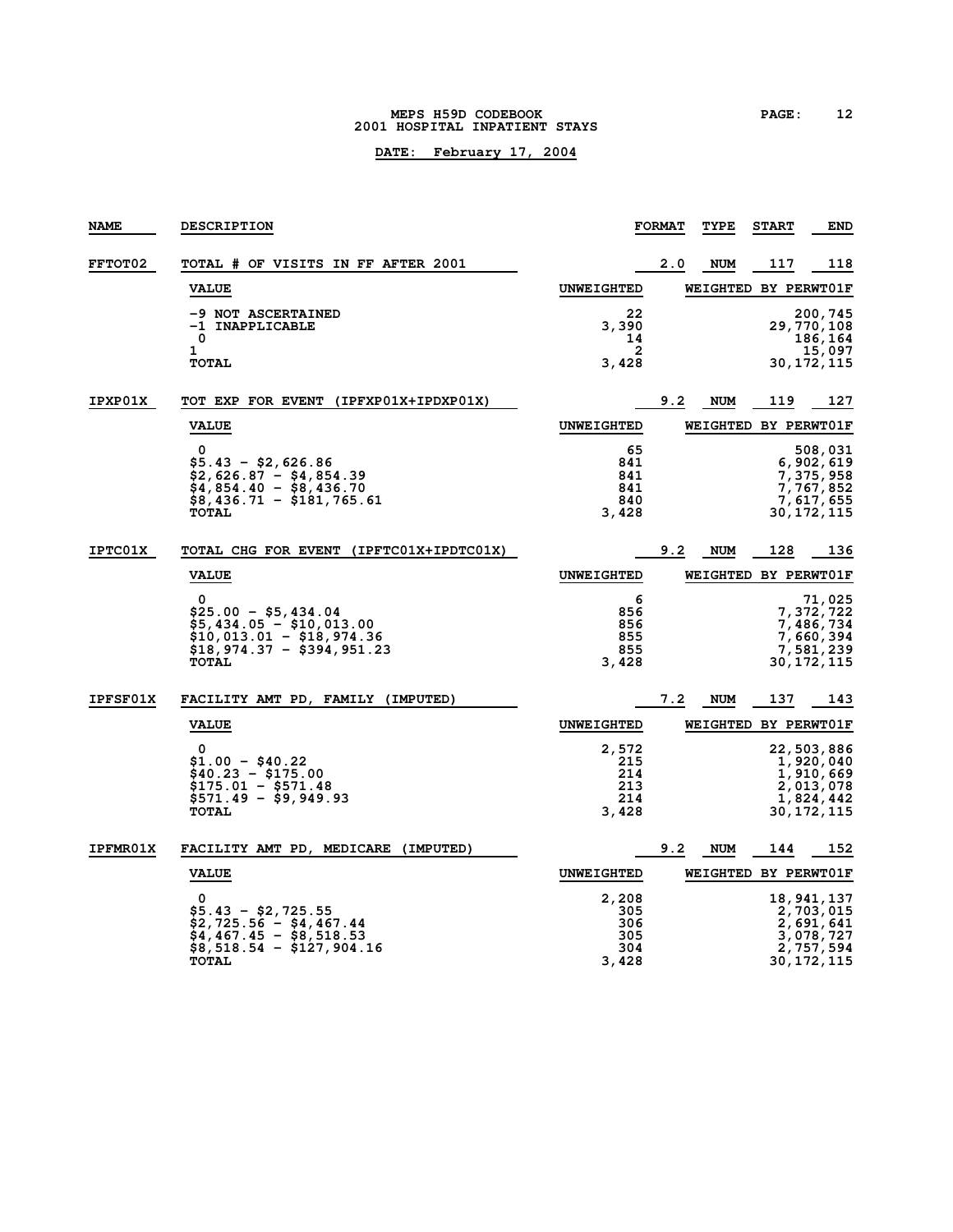MEPS H59D CODEBOOK
2001 HOSPITAL INPATIENT STAYS

DATE: February 17, 2004

| NAME | DESCRIPTION | FORMAT | TYPE | START | END |
|---|---|---|---|---|---|
| FFTOT02 | TOTAL # OF VISITS IN FF AFTER 2001 | 2.0 | NUM | 117 | 118 |

| VALUE | UNWEIGHTED | WEIGHTED BY PERWT01F |
|---|---|---|
| -9 NOT ASCERTAINED | 22 | 200,745 |
| -1 INAPPLICABLE | 3,390 | 29,770,108 |
| 0 | 14 | 186,164 |
| 1 | 2 | 15,097 |
| TOTAL | 3,428 | 30,172,115 |

| NAME | DESCRIPTION | FORMAT | TYPE | START | END |
|---|---|---|---|---|---|
| IPXP01X | TOT EXP FOR EVENT (IPFXP01X+IPDXP01X) | 9.2 | NUM | 119 | 127 |

| VALUE | UNWEIGHTED | WEIGHTED BY PERWT01F |
|---|---|---|
| 0 | 65 | 508,031 |
| $5.43 - $2,626.86 | 841 | 6,902,619 |
| $2,626.87 - $4,854.39 | 841 | 7,375,958 |
| $4,854.40 - $8,436.70 | 841 | 7,767,852 |
| $8,436.71 - $181,765.61 | 840 | 7,617,655 |
| TOTAL | 3,428 | 30,172,115 |

| NAME | DESCRIPTION | FORMAT | TYPE | START | END |
|---|---|---|---|---|---|
| IPTC01X | TOTAL CHG FOR EVENT (IPFTC01X+IPDTC01X) | 9.2 | NUM | 128 | 136 |

| VALUE | UNWEIGHTED | WEIGHTED BY PERWT01F |
|---|---|---|
| 0 | 6 | 71,025 |
| $25.00 - $5,434.04 | 856 | 7,372,722 |
| $5,434.05 - $10,013.00 | 856 | 7,486,734 |
| $10,013.01 - $18,974.36 | 855 | 7,660,394 |
| $18,974.37 - $394,951.23 | 855 | 7,581,239 |
| TOTAL | 3,428 | 30,172,115 |

| NAME | DESCRIPTION | FORMAT | TYPE | START | END |
|---|---|---|---|---|---|
| IPFSF01X | FACILITY AMT PD, FAMILY (IMPUTED) | 7.2 | NUM | 137 | 143 |

| VALUE | UNWEIGHTED | WEIGHTED BY PERWT01F |
|---|---|---|
| 0 | 2,572 | 22,503,886 |
| $1.00 - $40.22 | 215 | 1,920,040 |
| $40.23 - $175.00 | 214 | 1,910,669 |
| $175.01 - $571.48 | 213 | 2,013,078 |
| $571.49 - $9,949.93 | 214 | 1,824,442 |
| TOTAL | 3,428 | 30,172,115 |

| NAME | DESCRIPTION | FORMAT | TYPE | START | END |
|---|---|---|---|---|---|
| IPFMR01X | FACILITY AMT PD, MEDICARE (IMPUTED) | 9.2 | NUM | 144 | 152 |

| VALUE | UNWEIGHTED | WEIGHTED BY PERWT01F |
|---|---|---|
| 0 | 2,208 | 18,941,137 |
| $5.43 - $2,725.55 | 305 | 2,703,015 |
| $2,725.56 - $4,467.44 | 306 | 2,691,641 |
| $4,467.45 - $8,518.53 | 305 | 3,078,727 |
| $8,518.54 - $127,904.16 | 304 | 2,757,594 |
| TOTAL | 3,428 | 30,172,115 |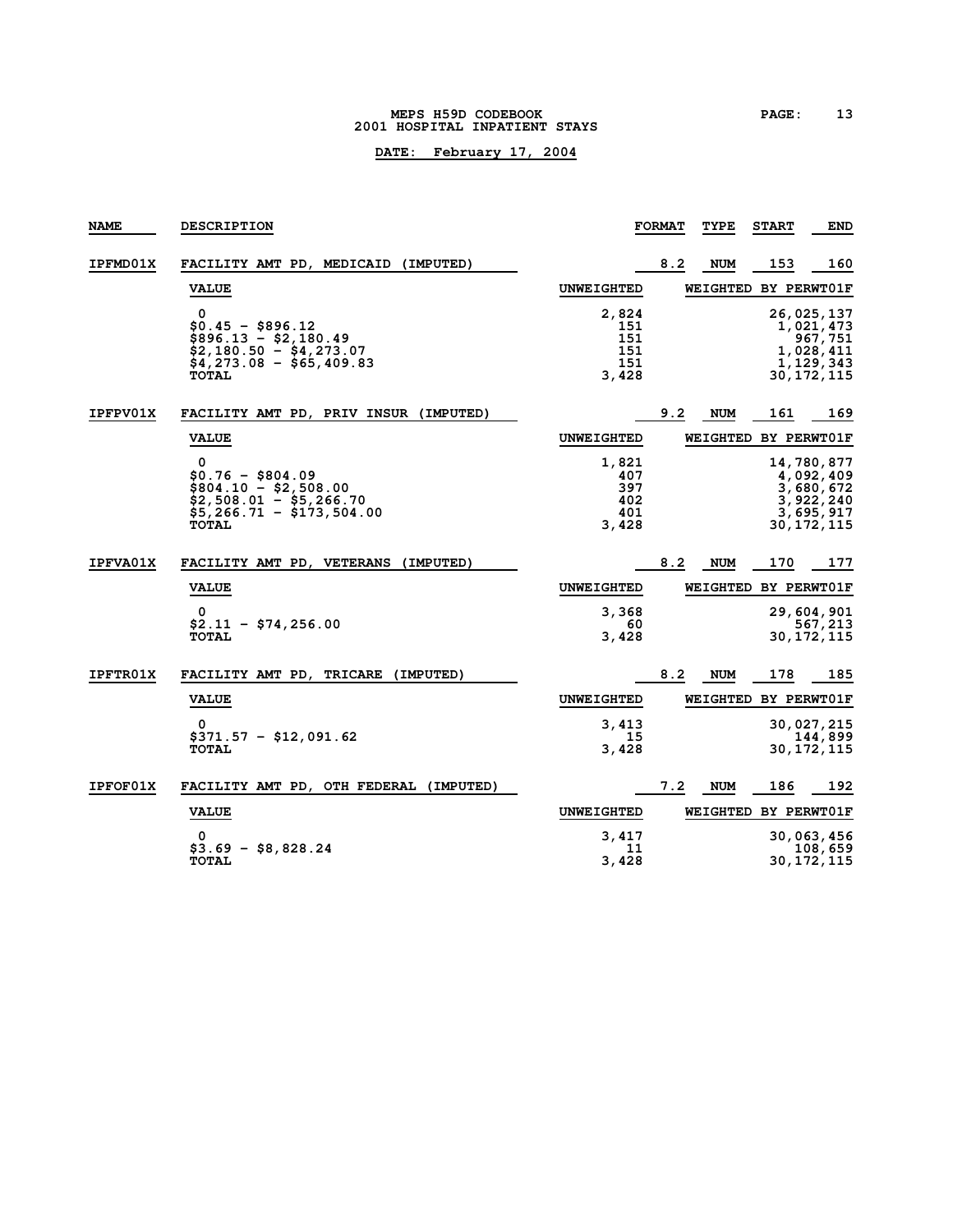MEPS H59D CODEBOOK
2001 HOSPITAL INPATIENT STAYS

DATE: February 17, 2004

| NAME | DESCRIPTION | FORMAT | TYPE | START | END |
|---|---|---|---|---|---|
| IPFMD01X | FACILITY AMT PD, MEDICAID (IMPUTED) | 8.2 | NUM | 153 | 160 |

| VALUE | UNWEIGHTED | WEIGHTED BY PERWT01F |
|---|---|---|
| 0 | 2,824 | 26,025,137 |
| $0.45 - $896.12 | 151 | 1,021,473 |
| $896.13 - $2,180.49 | 151 | 967,751 |
| $2,180.50 - $4,273.07 | 151 | 1,028,411 |
| $4,273.08 - $65,409.83 | 151 | 1,129,343 |
| TOTAL | 3,428 | 30,172,115 |

| NAME | DESCRIPTION | FORMAT | TYPE | START | END |
|---|---|---|---|---|---|
| IPFPV01X | FACILITY AMT PD, PRIV INSUR (IMPUTED) | 9.2 | NUM | 161 | 169 |

| VALUE | UNWEIGHTED | WEIGHTED BY PERWT01F |
|---|---|---|
| 0 | 1,821 | 14,780,877 |
| $0.76 - $804.09 | 407 | 4,092,409 |
| $804.10 - $2,508.00 | 397 | 3,680,672 |
| $2,508.01 - $5,266.70 | 402 | 3,922,240 |
| $5,266.71 - $173,504.00 | 401 | 3,695,917 |
| TOTAL | 3,428 | 30,172,115 |

| NAME | DESCRIPTION | FORMAT | TYPE | START | END |
|---|---|---|---|---|---|
| IPFVA01X | FACILITY AMT PD, VETERANS (IMPUTED) | 8.2 | NUM | 170 | 177 |

| VALUE | UNWEIGHTED | WEIGHTED BY PERWT01F |
|---|---|---|
| 0 | 3,368 | 29,604,901 |
| $2.11 - $74,256.00 | 60 | 567,213 |
| TOTAL | 3,428 | 30,172,115 |

| NAME | DESCRIPTION | FORMAT | TYPE | START | END |
|---|---|---|---|---|---|
| IPFTR01X | FACILITY AMT PD, TRICARE (IMPUTED) | 8.2 | NUM | 178 | 185 |

| VALUE | UNWEIGHTED | WEIGHTED BY PERWT01F |
|---|---|---|
| 0 | 3,413 | 30,027,215 |
| $371.57 - $12,091.62 | 15 | 144,899 |
| TOTAL | 3,428 | 30,172,115 |

| NAME | DESCRIPTION | FORMAT | TYPE | START | END |
|---|---|---|---|---|---|
| IPFOF01X | FACILITY AMT PD, OTH FEDERAL (IMPUTED) | 7.2 | NUM | 186 | 192 |

| VALUE | UNWEIGHTED | WEIGHTED BY PERWT01F |
|---|---|---|
| 0 | 3,417 | 30,063,456 |
| $3.69 - $8,828.24 | 11 | 108,659 |
| TOTAL | 3,428 | 30,172,115 |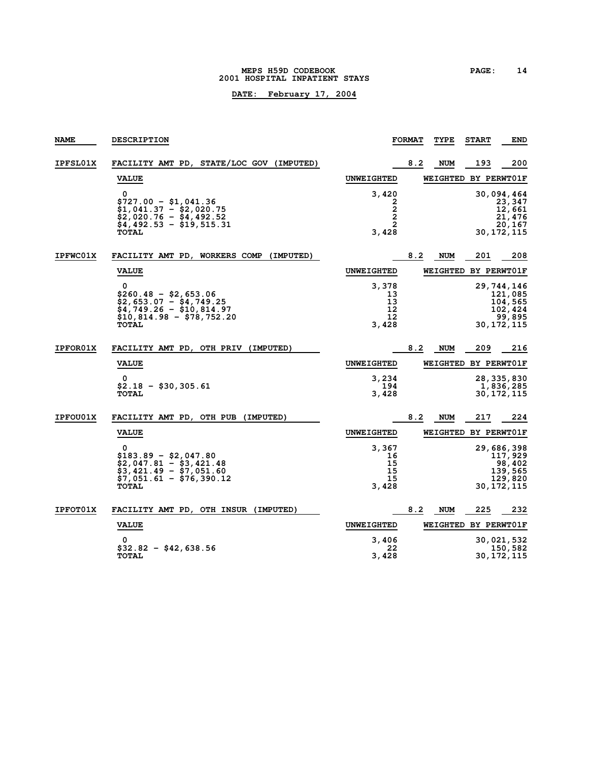| NAME | DESCRIPTION | FORMAT | TYPE | START | END |
|---|---|---|---|---|---|
| IPFSL01X | FACILITY AMT PD, STATE/LOC GOV (IMPUTED) | 8.2 | NUM | 193 | 200 |

| VALUE | UNWEIGHTED | WEIGHTED BY PERWT01F |
|---|---|---|
| 0 | 3,420 | 30,094,464 |
| $727.00 - $1,041.36 | 2 | 23,347 |
| $1,041.37 - $2,020.75 | 2 | 12,661 |
| $2,020.76 - $4,492.52 | 2 | 21,476 |
| $4,492.53 - $19,515.31 | 2 | 20,167 |
| TOTAL | 3,428 | 30,172,115 |

| NAME | DESCRIPTION | FORMAT | TYPE | START | END |
|---|---|---|---|---|---|
| IPFWC01X | FACILITY AMT PD, WORKERS COMP (IMPUTED) | 8.2 | NUM | 201 | 208 |

| VALUE | UNWEIGHTED | WEIGHTED BY PERWT01F |
|---|---|---|
| 0 | 3,378 | 29,744,146 |
| $260.48 - $2,653.06 | 13 | 121,085 |
| $2,653.07 - $4,749.25 | 13 | 104,565 |
| $4,749.26 - $10,814.97 | 12 | 102,424 |
| $10,814.98 - $78,752.20 | 12 | 99,895 |
| TOTAL | 3,428 | 30,172,115 |

| NAME | DESCRIPTION | FORMAT | TYPE | START | END |
|---|---|---|---|---|---|
| IPFOR01X | FACILITY AMT PD, OTH PRIV (IMPUTED) | 8.2 | NUM | 209 | 216 |

| VALUE | UNWEIGHTED | WEIGHTED BY PERWT01F |
|---|---|---|
| 0 | 3,234 | 28,335,830 |
| $2.18 - $30,305.61 | 194 | 1,836,285 |
| TOTAL | 3,428 | 30,172,115 |

| NAME | DESCRIPTION | FORMAT | TYPE | START | END |
|---|---|---|---|---|---|
| IPFOU01X | FACILITY AMT PD, OTH PUB (IMPUTED) | 8.2 | NUM | 217 | 224 |

| VALUE | UNWEIGHTED | WEIGHTED BY PERWT01F |
|---|---|---|
| 0 | 3,367 | 29,686,398 |
| $183.89 - $2,047.80 | 16 | 117,929 |
| $2,047.81 - $3,421.48 | 15 | 98,402 |
| $3,421.49 - $7,051.60 | 15 | 139,565 |
| $7,051.61 - $76,390.12 | 15 | 129,820 |
| TOTAL | 3,428 | 30,172,115 |

| NAME | DESCRIPTION | FORMAT | TYPE | START | END |
|---|---|---|---|---|---|
| IPFOT01X | FACILITY AMT PD, OTH INSUR (IMPUTED) | 8.2 | NUM | 225 | 232 |

| VALUE | UNWEIGHTED | WEIGHTED BY PERWT01F |
|---|---|---|
| 0 | 3,406 | 30,021,532 |
| $32.82 - $42,638.56 | 22 | 150,582 |
| TOTAL | 3,428 | 30,172,115 |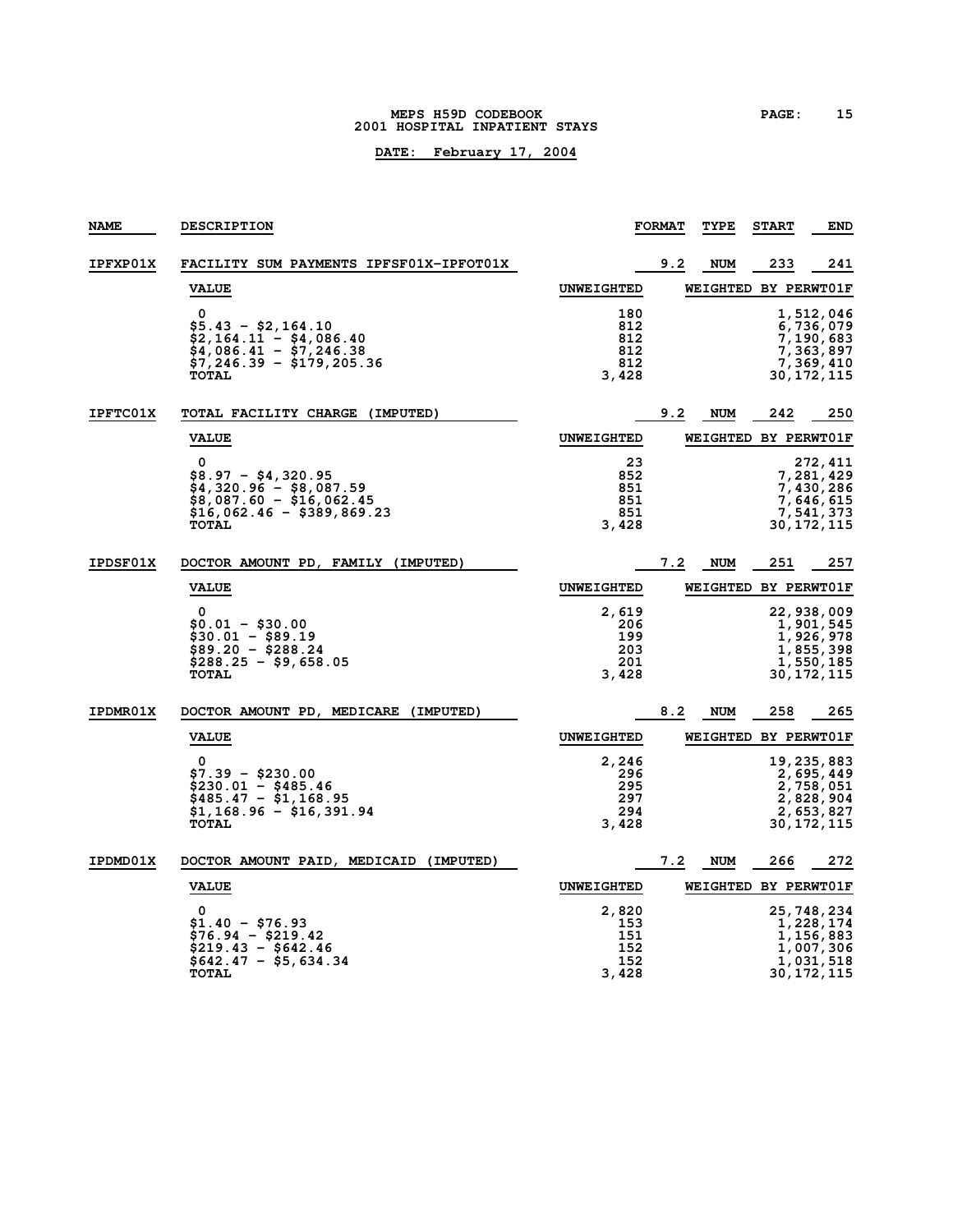**DATE: February 17, 2004**

| NAME | DESCRIPTION | FORMAT | TYPE | START | END |
|---|---|---|---|---|---|
| IPFXP01X | FACILITY SUM PAYMENTS IPFSF01X-IPFOT01X | 9.2 | NUM | 233 | 241 |

| VALUE | UNWEIGHTED | WEIGHTED BY PERWT01F |
|---|---|---|
| 0 | 180 | 1,512,046 |
| $5.43 - $2,164.10 | 812 | 6,736,079 |
| $2,164.11 - $4,086.40 | 812 | 7,190,683 |
| $4,086.41 - $7,246.38 | 812 | 7,363,897 |
| $7,246.39 - $179,205.36 | 812 | 7,369,410 |
| TOTAL | 3,428 | 30,172,115 |

| NAME | DESCRIPTION | FORMAT | TYPE | START | END |
|---|---|---|---|---|---|
| IPFTC01X | TOTAL FACILITY CHARGE (IMPUTED) | 9.2 | NUM | 242 | 250 |

| VALUE | UNWEIGHTED | WEIGHTED BY PERWT01F |
|---|---|---|
| 0 | 23 | 272,411 |
| $8.97 - $4,320.95 | 852 | 7,281,429 |
| $4,320.96 - $8,087.59 | 851 | 7,430,286 |
| $8,087.60 - $16,062.45 | 851 | 7,646,615 |
| $16,062.46 - $389,869.23 | 851 | 7,541,373 |
| TOTAL | 3,428 | 30,172,115 |

| NAME | DESCRIPTION | FORMAT | TYPE | START | END |
|---|---|---|---|---|---|
| IPDSF01X | DOCTOR AMOUNT PD, FAMILY (IMPUTED) | 7.2 | NUM | 251 | 257 |

| VALUE | UNWEIGHTED | WEIGHTED BY PERWT01F |
|---|---|---|
| 0 | 2,619 | 22,938,009 |
| $0.01 - $30.00 | 206 | 1,901,545 |
| $30.01 - $89.19 | 199 | 1,926,978 |
| $89.20 - $288.24 | 203 | 1,855,398 |
| $288.25 - $9,658.05 | 201 | 1,550,185 |
| TOTAL | 3,428 | 30,172,115 |

| NAME | DESCRIPTION | FORMAT | TYPE | START | END |
|---|---|---|---|---|---|
| IPDMR01X | DOCTOR AMOUNT PD, MEDICARE (IMPUTED) | 8.2 | NUM | 258 | 265 |

| VALUE | UNWEIGHTED | WEIGHTED BY PERWT01F |
|---|---|---|
| 0 | 2,246 | 19,235,883 |
| $7.39 - $230.00 | 296 | 2,695,449 |
| $230.01 - $485.46 | 295 | 2,758,051 |
| $485.47 - $1,168.95 | 297 | 2,828,904 |
| $1,168.96 - $16,391.94 | 294 | 2,653,827 |
| TOTAL | 3,428 | 30,172,115 |

| NAME | DESCRIPTION | FORMAT | TYPE | START | END |
|---|---|---|---|---|---|
| IPDMD01X | DOCTOR AMOUNT PAID, MEDICAID (IMPUTED) | 7.2 | NUM | 266 | 272 |

| VALUE | UNWEIGHTED | WEIGHTED BY PERWT01F |
|---|---|---|
| 0 | 2,820 | 25,748,234 |
| $1.40 - $76.93 | 153 | 1,228,174 |
| $76.94 - $219.42 | 151 | 1,156,883 |
| $219.43 - $642.46 | 152 | 1,007,306 |
| $642.47 - $5,634.34 | 152 | 1,031,518 |
| TOTAL | 3,428 | 30,172,115 |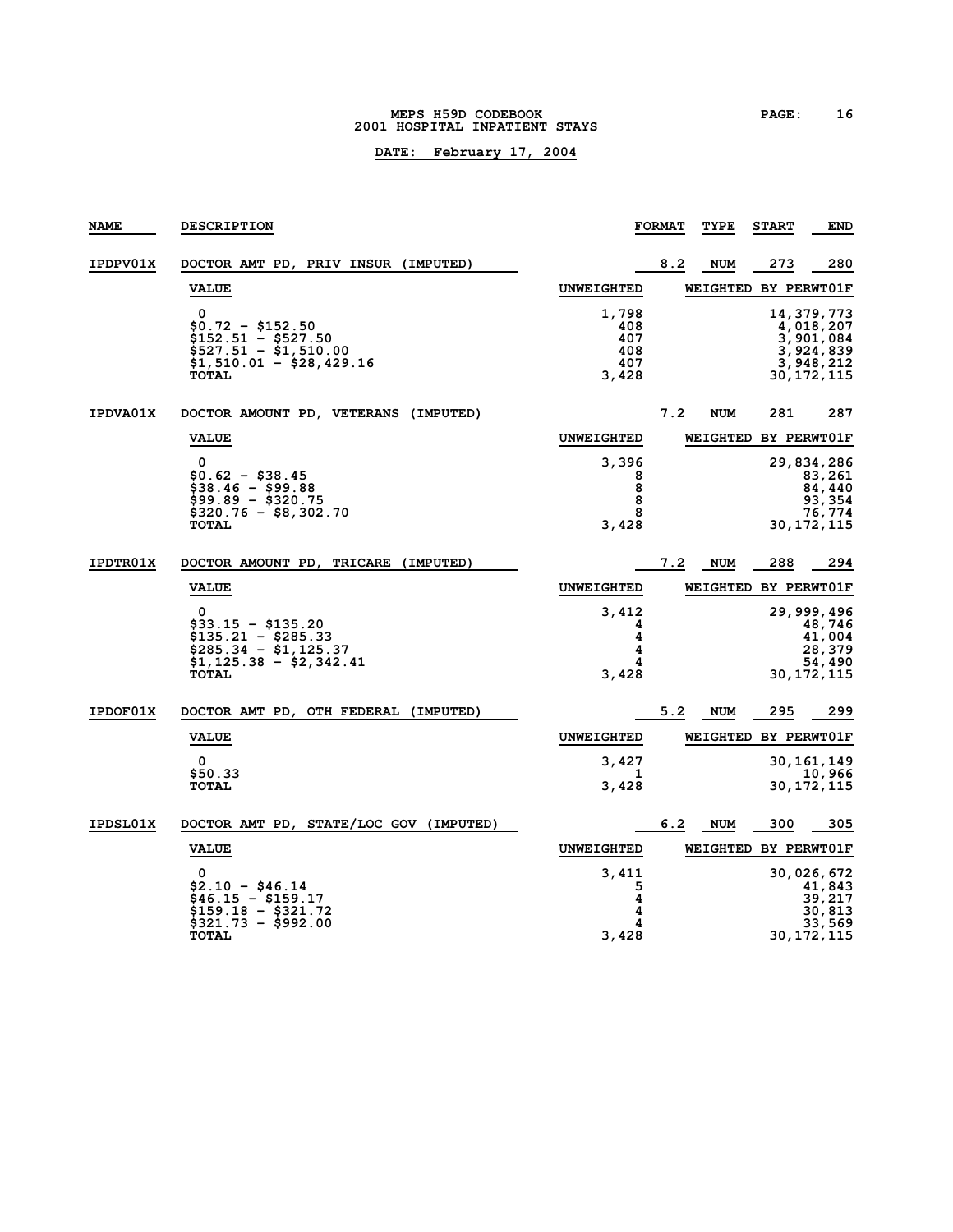MEPS H59D CODEBOOK
2001 HOSPITAL INPATIENT STAYS

**DATE: February 17, 2004**

| NAME | DESCRIPTION | FORMAT | TYPE | START | END |
|---|---|---|---|---|---|
| IPDPV01X | DOCTOR AMT PD, PRIV INSUR (IMPUTED) | 8.2 | NUM | 273 | 280 |

| VALUE | UNWEIGHTED | WEIGHTED BY PERWT01F |
|---|---|---|
| 0 | 1,798 | 14,379,773 |
| $0.72 - $152.50 | 408 | 4,018,207 |
| $152.51 - $527.50 | 407 | 3,901,084 |
| $527.51 - $1,510.00 | 408 | 3,924,839 |
| $1,510.01 - $28,429.16 | 407 | 3,948,212 |
| TOTAL | 3,428 | 30,172,115 |

| NAME | DESCRIPTION | FORMAT | TYPE | START | END |
|---|---|---|---|---|---|
| IPDVA01X | DOCTOR AMOUNT PD, VETERANS (IMPUTED) | 7.2 | NUM | 281 | 287 |

| VALUE | UNWEIGHTED | WEIGHTED BY PERWT01F |
|---|---|---|
| 0 | 3,396 | 29,834,286 |
| $0.62 - $38.45 | 8 | 83,261 |
| $38.46 - $99.88 | 8 | 84,440 |
| $99.89 - $320.75 | 8 | 93,354 |
| $320.76 - $8,302.70 | 8 | 76,774 |
| TOTAL | 3,428 | 30,172,115 |

| NAME | DESCRIPTION | FORMAT | TYPE | START | END |
|---|---|---|---|---|---|
| IPDTR01X | DOCTOR AMOUNT PD, TRICARE (IMPUTED) | 7.2 | NUM | 288 | 294 |

| VALUE | UNWEIGHTED | WEIGHTED BY PERWT01F |
|---|---|---|
| 0 | 3,412 | 29,999,496 |
| $33.15 - $135.20 | 4 | 48,746 |
| $135.21 - $285.33 | 4 | 41,004 |
| $285.34 - $1,125.37 | 4 | 28,379 |
| $1,125.38 - $2,342.41 | 4 | 54,490 |
| TOTAL | 3,428 | 30,172,115 |

| NAME | DESCRIPTION | FORMAT | TYPE | START | END |
|---|---|---|---|---|---|
| IPDOF01X | DOCTOR AMT PD, OTH FEDERAL (IMPUTED) | 5.2 | NUM | 295 | 299 |

| VALUE | UNWEIGHTED | WEIGHTED BY PERWT01F |
|---|---|---|
| 0 | 3,427 | 30,161,149 |
| $50.33 | 1 | 10,966 |
| TOTAL | 3,428 | 30,172,115 |

| NAME | DESCRIPTION | FORMAT | TYPE | START | END |
|---|---|---|---|---|---|
| IPDSL01X | DOCTOR AMT PD, STATE/LOC GOV (IMPUTED) | 6.2 | NUM | 300 | 305 |

| VALUE | UNWEIGHTED | WEIGHTED BY PERWT01F |
|---|---|---|
| 0 | 3,411 | 30,026,672 |
| $2.10 - $46.14 | 5 | 41,843 |
| $46.15 - $159.17 | 4 | 39,217 |
| $159.18 - $321.72 | 4 | 30,813 |
| $321.73 - $992.00 | 4 | 33,569 |
| TOTAL | 3,428 | 30,172,115 |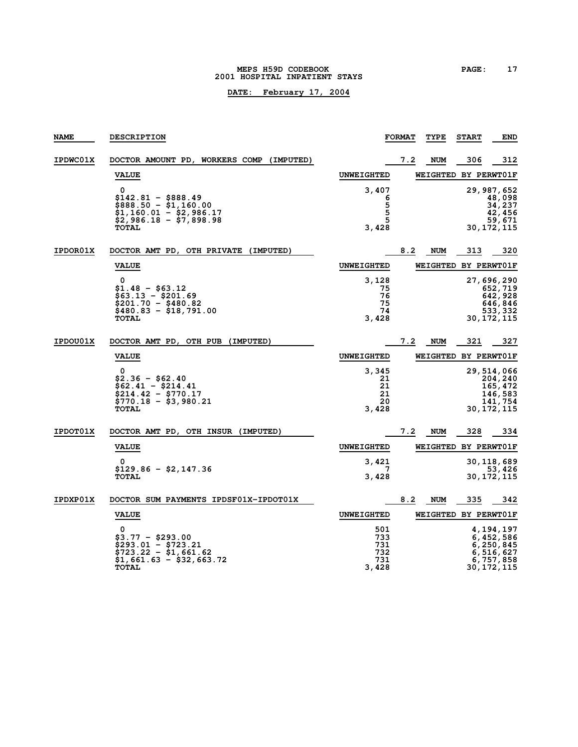# MEPS H59D CODEBOOK
## 2001 HOSPITAL INPATIENT STAYS

**DATE: February 17, 2004**

| NAME | DESCRIPTION | FORMAT | TYPE | START | END |
|---|---|---|---|---|---|
| IPDWC01X | DOCTOR AMOUNT PD, WORKERS COMP (IMPUTED) | 7.2 | NUM | 306 | 312 |

| VALUE | UNWEIGHTED | WEIGHTED BY PERWT01F |
|---|---|---|
| 0 | 3,407 | 29,987,652 |
| $142.81 - $888.49 | 6 | 48,098 |
| $888.50 - $1,160.00 | 5 | 34,237 |
| $1,160.01 - $2,986.17 | 5 | 42,456 |
| $2,986.18 - $7,898.98 | 5 | 59,671 |
| TOTAL | 3,428 | 30,172,115 |

| NAME | DESCRIPTION | FORMAT | TYPE | START | END |
|---|---|---|---|---|---|
| IPDOR01X | DOCTOR AMT PD, OTH PRIVATE (IMPUTED) | 8.2 | NUM | 313 | 320 |

| VALUE | UNWEIGHTED | WEIGHTED BY PERWT01F |
|---|---|---|
| 0 | 3,128 | 27,696,290 |
| $1.48 - $63.12 | 75 | 652,719 |
| $63.13 - $201.69 | 76 | 642,928 |
| $201.70 - $480.82 | 75 | 646,846 |
| $480.83 - $18,791.00 | 74 | 533,332 |
| TOTAL | 3,428 | 30,172,115 |

| NAME | DESCRIPTION | FORMAT | TYPE | START | END |
|---|---|---|---|---|---|
| IPDOU01X | DOCTOR AMT PD, OTH PUB (IMPUTED) | 7.2 | NUM | 321 | 327 |

| VALUE | UNWEIGHTED | WEIGHTED BY PERWT01F |
|---|---|---|
| 0 | 3,345 | 29,514,066 |
| $2.36 - $62.40 | 21 | 204,240 |
| $62.41 - $214.41 | 21 | 165,472 |
| $214.42 - $770.17 | 21 | 146,583 |
| $770.18 - $3,980.21 | 20 | 141,754 |
| TOTAL | 3,428 | 30,172,115 |

| NAME | DESCRIPTION | FORMAT | TYPE | START | END |
|---|---|---|---|---|---|
| IPDOT01X | DOCTOR AMT PD, OTH INSUR (IMPUTED) | 7.2 | NUM | 328 | 334 |

| VALUE | UNWEIGHTED | WEIGHTED BY PERWT01F |
|---|---|---|
| 0 | 3,421 | 30,118,689 |
| $129.86 - $2,147.36 | 7 | 53,426 |
| TOTAL | 3,428 | 30,172,115 |

| NAME | DESCRIPTION | FORMAT | TYPE | START | END |
|---|---|---|---|---|---|
| IPDXP01X | DOCTOR SUM PAYMENTS IPDSF01X-IPDOT01X | 8.2 | NUM | 335 | 342 |

| VALUE | UNWEIGHTED | WEIGHTED BY PERWT01F |
|---|---|---|
| 0 | 501 | 4,194,197 |
| $3.77 - $293.00 | 733 | 6,452,586 |
| $293.01 - $723.21 | 731 | 6,250,845 |
| $723.22 - $1,661.62 | 732 | 6,516,627 |
| $1,661.63 - $32,663.72 | 731 | 6,757,858 |
| TOTAL | 3,428 | 30,172,115 |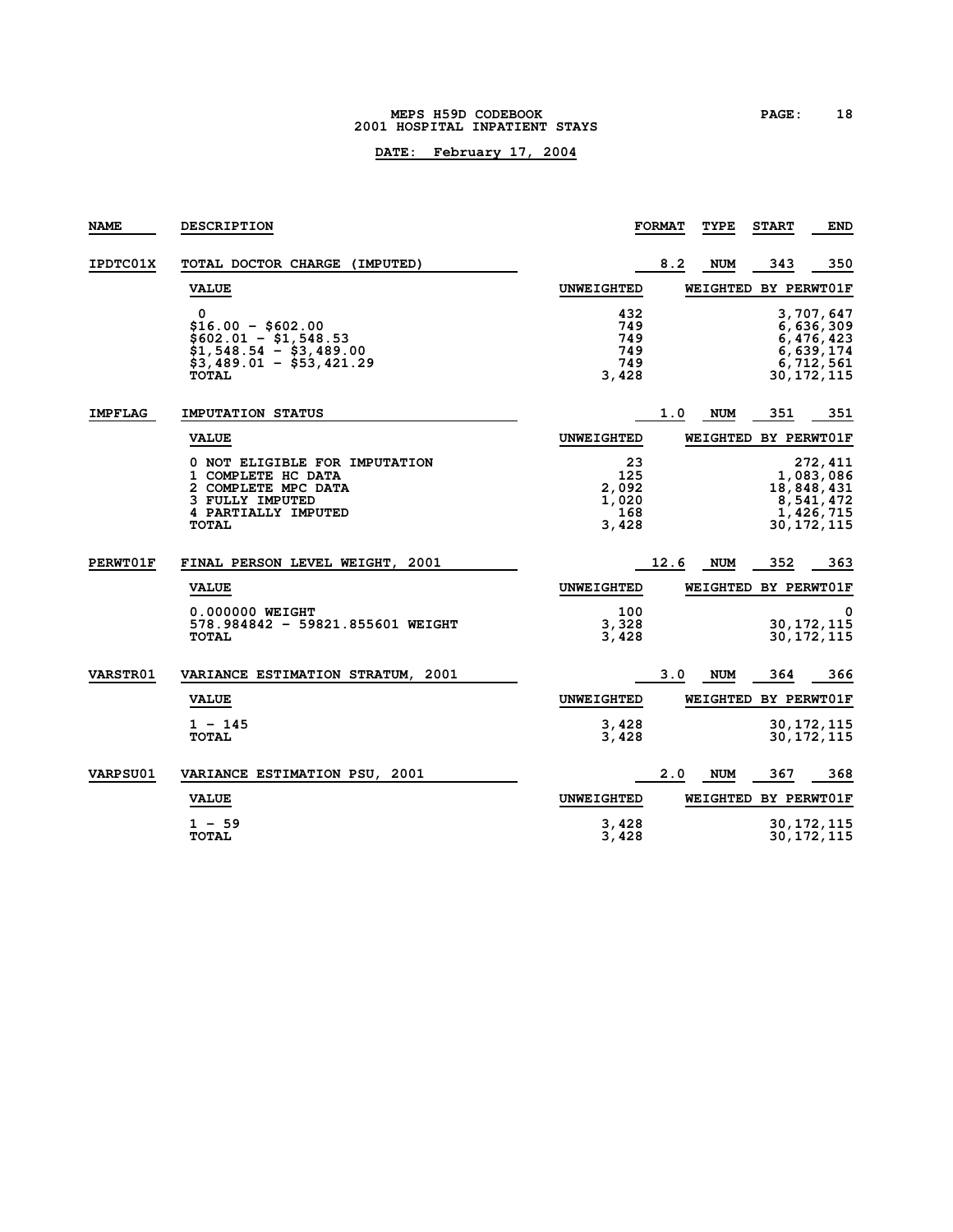**MEPS H59D CODEBOOK**
**2001 HOSPITAL INPATIENT STAYS**

**DATE: February 17, 2004**

| NAME | DESCRIPTION | FORMAT | TYPE | START | END |
|---|---|---|---|---|---|
| IPDTC01X | TOTAL DOCTOR CHARGE (IMPUTED) | 8.2 | NUM | 343 | 350 |

| VALUE | UNWEIGHTED | WEIGHTED BY PERWT01F |
|---|---|---|
| 0 | 432 | 3,707,647 |
| $16.00 - $602.00 | 749 | 6,636,309 |
| $602.01 - $1,548.53 | 749 | 6,476,423 |
| $1,548.54 - $3,489.00 | 749 | 6,639,174 |
| $3,489.01 - $53,421.29 | 749 | 6,712,561 |
| TOTAL | 3,428 | 30,172,115 |

| NAME | DESCRIPTION | FORMAT | TYPE | START | END |
|---|---|---|---|---|---|
| IMPFLAG | IMPUTATION STATUS | 1.0 | NUM | 351 | 351 |

| VALUE | UNWEIGHTED | WEIGHTED BY PERWT01F |
|---|---|---|
| 0 NOT ELIGIBLE FOR IMPUTATION | 23 | 272,411 |
| 1 COMPLETE HC DATA | 125 | 1,083,086 |
| 2 COMPLETE MPC DATA | 2,092 | 18,848,431 |
| 3 FULLY IMPUTED | 1,020 | 8,541,472 |
| 4 PARTIALLY IMPUTED | 168 | 1,426,715 |
| TOTAL | 3,428 | 30,172,115 |

| NAME | DESCRIPTION | FORMAT | TYPE | START | END |
|---|---|---|---|---|---|
| PERWT01F | FINAL PERSON LEVEL WEIGHT, 2001 | 12.6 | NUM | 352 | 363 |

| VALUE | UNWEIGHTED | WEIGHTED BY PERWT01F |
|---|---|---|
| 0.000000 WEIGHT | 100 | 0 |
| 578.984842 - 59821.855601 WEIGHT | 3,328 | 30,172,115 |
| TOTAL | 3,428 | 30,172,115 |

| NAME | DESCRIPTION | FORMAT | TYPE | START | END |
|---|---|---|---|---|---|
| VARSTR01 | VARIANCE ESTIMATION STRATUM, 2001 | 3.0 | NUM | 364 | 366 |

| VALUE | UNWEIGHTED | WEIGHTED BY PERWT01F |
|---|---|---|
| 1 - 145 | 3,428 | 30,172,115 |
| TOTAL | 3,428 | 30,172,115 |

| NAME | DESCRIPTION | FORMAT | TYPE | START | END |
|---|---|---|---|---|---|
| VARPSU01 | VARIANCE ESTIMATION PSU, 2001 | 2.0 | NUM | 367 | 368 |

| VALUE | UNWEIGHTED | WEIGHTED BY PERWT01F |
|---|---|---|
| 1 - 59 | 3,428 | 30,172,115 |
| TOTAL | 3,428 | 30,172,115 |